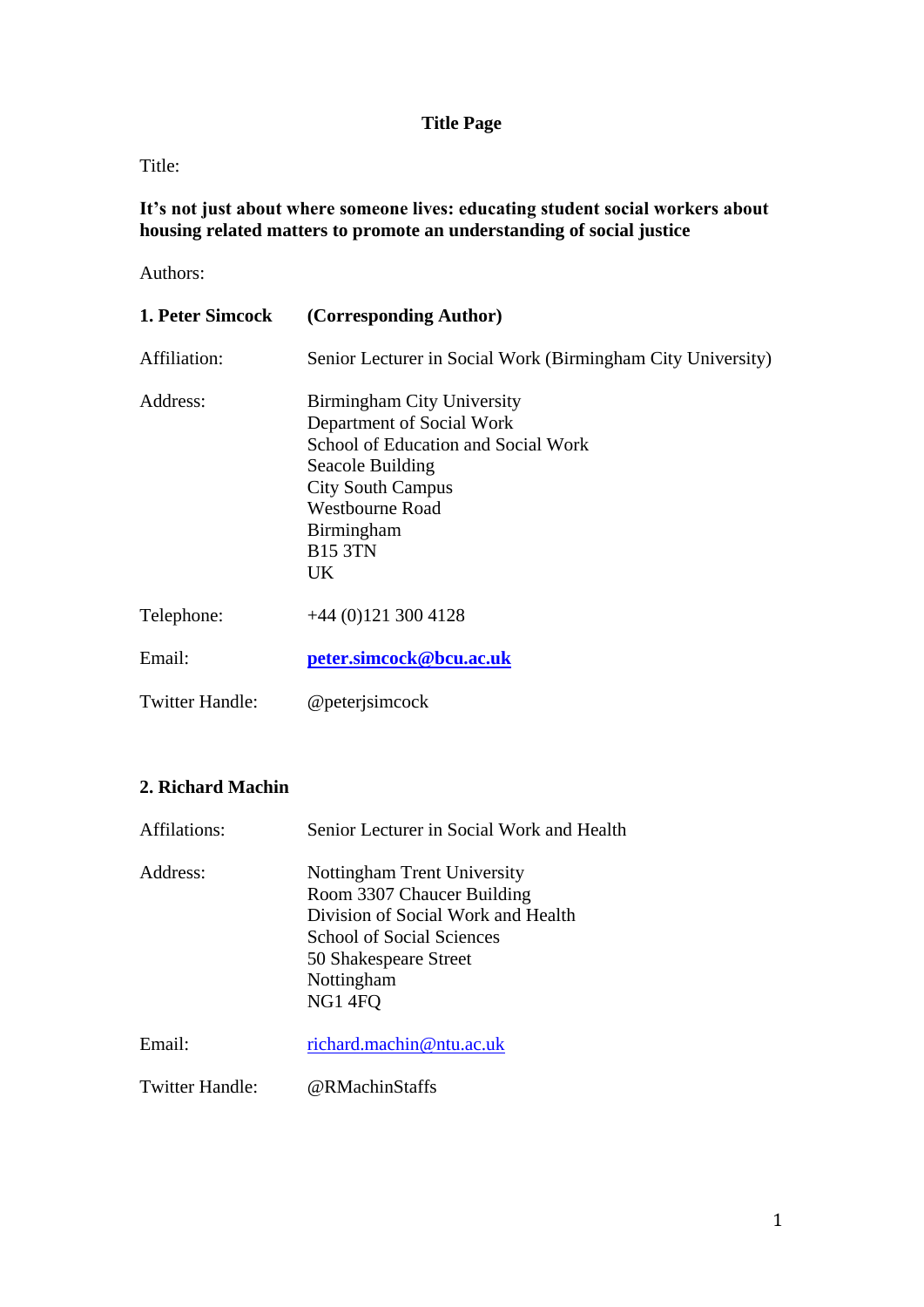# Title Page

Title:

**It's not just about where someone lives: educating student social workers about housing related matters to promote an understanding of social justice**

Authors:

**1. Peter Simcock** **(Corresponding Author)**

Affiliation: Senior Lecturer in Social Work (Birmingham City University)

Address: Birmingham City University
Department of Social Work
School of Education and Social Work
Seacole Building
City South Campus
Westbourne Road
Birmingham
B15 3TN
UK

Telephone: +44 (0)121 300 4128

Email: **peter.simcock@bcu.ac.uk**

Twitter Handle: @peterjsimcock

**2. Richard Machin**

Affilations: Senior Lecturer in Social Work and Health

Address: Nottingham Trent University
Room 3307 Chaucer Building
Division of Social Work and Health
School of Social Sciences
50 Shakespeare Street
Nottingham
NG1 4FQ

Email: richard.machin@ntu.ac.uk

Twitter Handle: @RMachinStaffs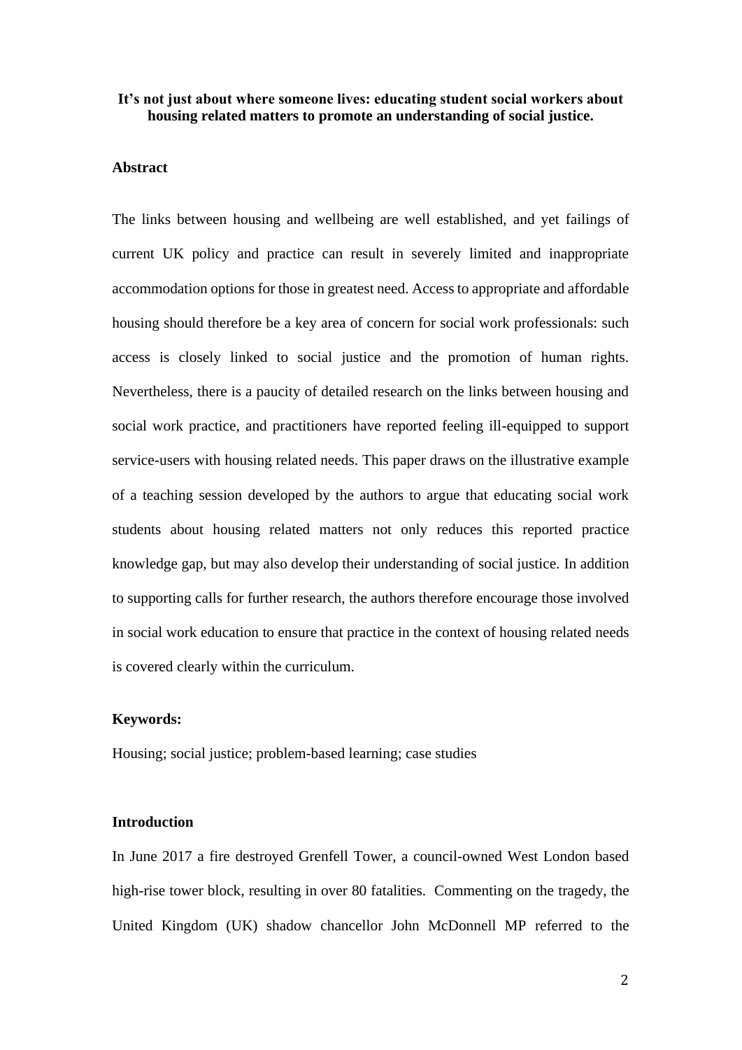# It's not just about where someone lives: educating student social workers about housing related matters to promote an understanding of social justice.

## Abstract

The links between housing and wellbeing are well established, and yet failings of current UK policy and practice can result in severely limited and inappropriate accommodation options for those in greatest need. Access to appropriate and affordable housing should therefore be a key area of concern for social work professionals: such access is closely linked to social justice and the promotion of human rights. Nevertheless, there is a paucity of detailed research on the links between housing and social work practice, and practitioners have reported feeling ill-equipped to support service-users with housing related needs. This paper draws on the illustrative example of a teaching session developed by the authors to argue that educating social work students about housing related matters not only reduces this reported practice knowledge gap, but may also develop their understanding of social justice. In addition to supporting calls for further research, the authors therefore encourage those involved in social work education to ensure that practice in the context of housing related needs is covered clearly within the curriculum.

**Keywords:**

Housing; social justice; problem-based learning; case studies

## Introduction

In June 2017 a fire destroyed Grenfell Tower, a council-owned West London based high-rise tower block, resulting in over 80 fatalities. Commenting on the tragedy, the United Kingdom (UK) shadow chancellor John McDonnell MP referred to the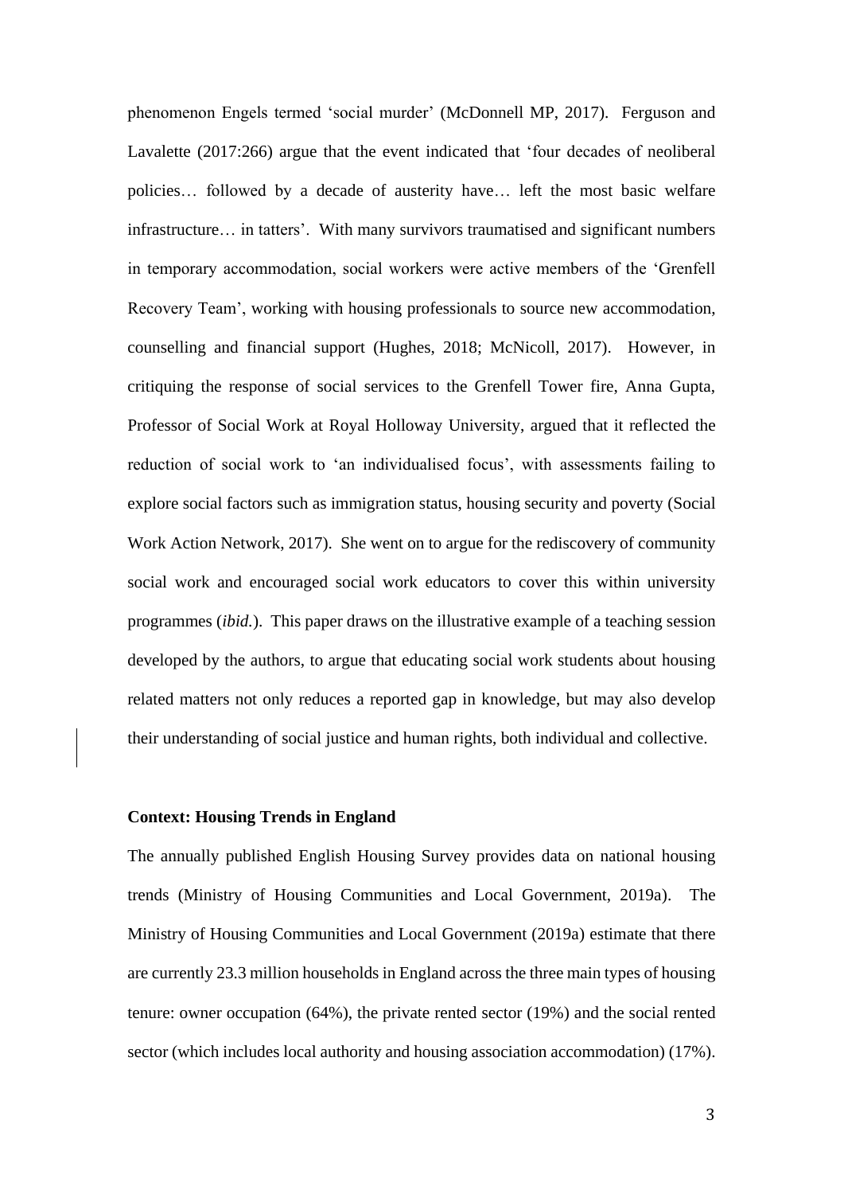phenomenon Engels termed 'social murder' (McDonnell MP, 2017). Ferguson and Lavalette (2017:266) argue that the event indicated that 'four decades of neoliberal policies… followed by a decade of austerity have… left the most basic welfare infrastructure… in tatters'. With many survivors traumatised and significant numbers in temporary accommodation, social workers were active members of the 'Grenfell Recovery Team', working with housing professionals to source new accommodation, counselling and financial support (Hughes, 2018; McNicoll, 2017). However, in critiquing the response of social services to the Grenfell Tower fire, Anna Gupta, Professor of Social Work at Royal Holloway University, argued that it reflected the reduction of social work to 'an individualised focus', with assessments failing to explore social factors such as immigration status, housing security and poverty (Social Work Action Network, 2017). She went on to argue for the rediscovery of community social work and encouraged social work educators to cover this within university programmes (*ibid.*). This paper draws on the illustrative example of a teaching session developed by the authors, to argue that educating social work students about housing related matters not only reduces a reported gap in knowledge, but may also develop their understanding of social justice and human rights, both individual and collective.

**Context: Housing Trends in England**

The annually published English Housing Survey provides data on national housing trends (Ministry of Housing Communities and Local Government, 2019a). The Ministry of Housing Communities and Local Government (2019a) estimate that there are currently 23.3 million households in England across the three main types of housing tenure: owner occupation (64%), the private rented sector (19%) and the social rented sector (which includes local authority and housing association accommodation) (17%).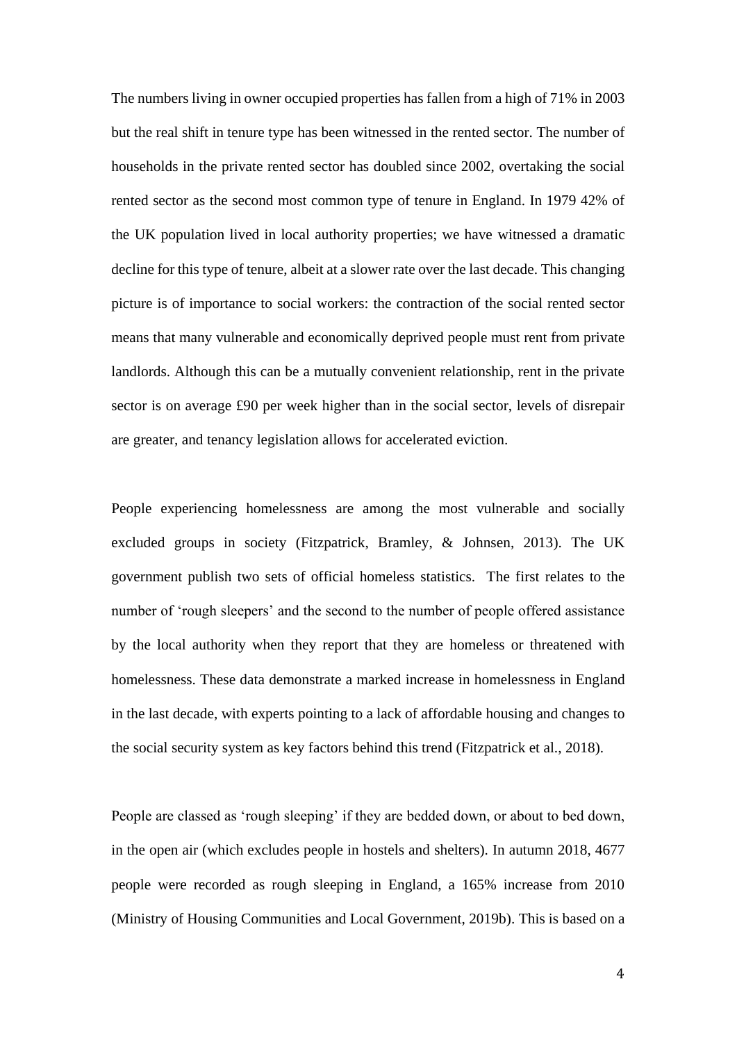The numbers living in owner occupied properties has fallen from a high of 71% in 2003 but the real shift in tenure type has been witnessed in the rented sector. The number of households in the private rented sector has doubled since 2002, overtaking the social rented sector as the second most common type of tenure in England. In 1979 42% of the UK population lived in local authority properties; we have witnessed a dramatic decline for this type of tenure, albeit at a slower rate over the last decade. This changing picture is of importance to social workers: the contraction of the social rented sector means that many vulnerable and economically deprived people must rent from private landlords. Although this can be a mutually convenient relationship, rent in the private sector is on average £90 per week higher than in the social sector, levels of disrepair are greater, and tenancy legislation allows for accelerated eviction.

People experiencing homelessness are among the most vulnerable and socially excluded groups in society (Fitzpatrick, Bramley, & Johnsen, 2013). The UK government publish two sets of official homeless statistics. The first relates to the number of 'rough sleepers' and the second to the number of people offered assistance by the local authority when they report that they are homeless or threatened with homelessness. These data demonstrate a marked increase in homelessness in England in the last decade, with experts pointing to a lack of affordable housing and changes to the social security system as key factors behind this trend (Fitzpatrick et al., 2018).

People are classed as 'rough sleeping' if they are bedded down, or about to bed down, in the open air (which excludes people in hostels and shelters). In autumn 2018, 4677 people were recorded as rough sleeping in England, a 165% increase from 2010 (Ministry of Housing Communities and Local Government, 2019b). This is based on a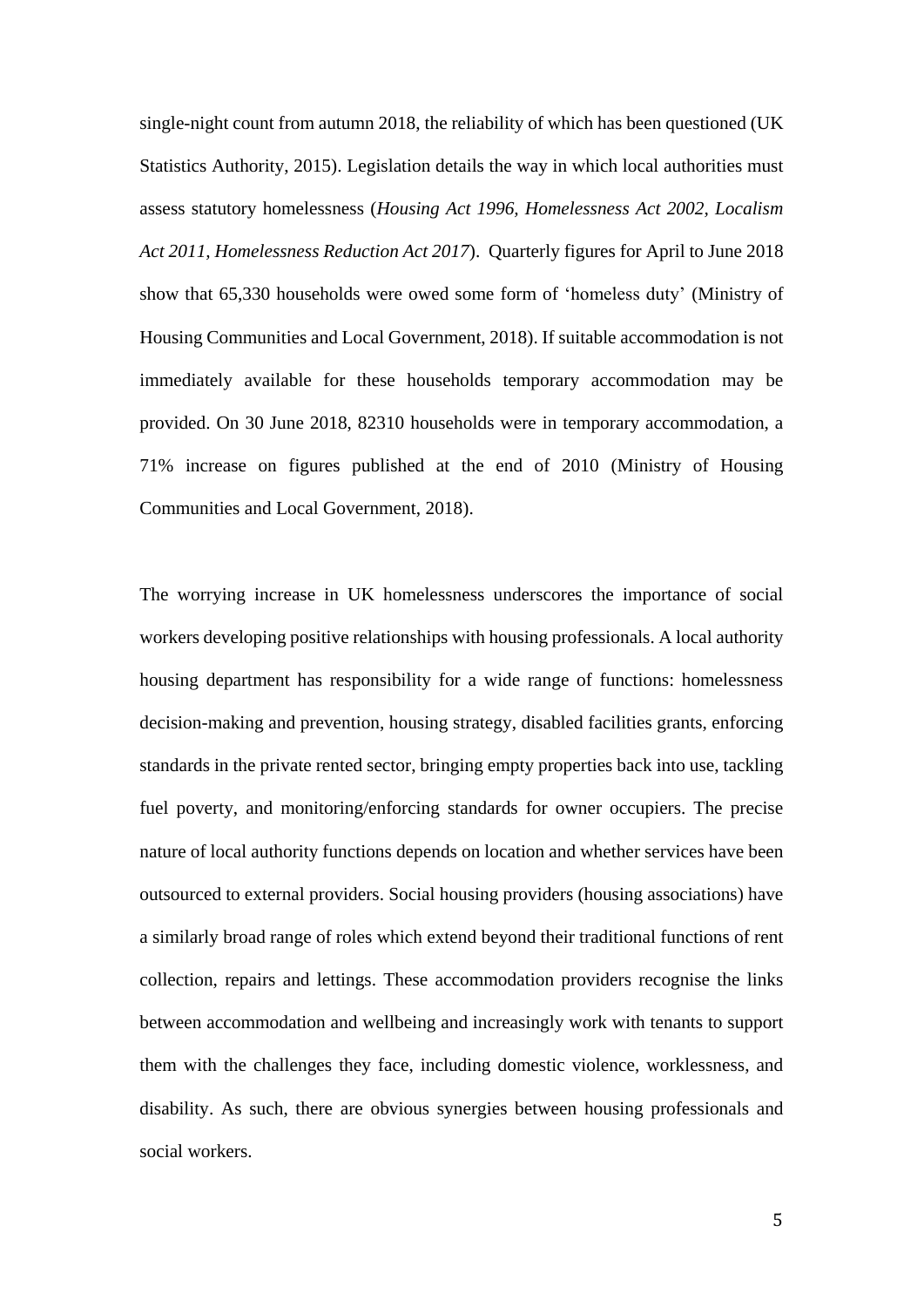single-night count from autumn 2018, the reliability of which has been questioned (UK Statistics Authority, 2015). Legislation details the way in which local authorities must assess statutory homelessness (*Housing Act 1996, Homelessness Act 2002, Localism Act 2011, Homelessness Reduction Act 2017*). Quarterly figures for April to June 2018 show that 65,330 households were owed some form of 'homeless duty' (Ministry of Housing Communities and Local Government, 2018). If suitable accommodation is not immediately available for these households temporary accommodation may be provided. On 30 June 2018, 82310 households were in temporary accommodation, a 71% increase on figures published at the end of 2010 (Ministry of Housing Communities and Local Government, 2018).

The worrying increase in UK homelessness underscores the importance of social workers developing positive relationships with housing professionals. A local authority housing department has responsibility for a wide range of functions: homelessness decision-making and prevention, housing strategy, disabled facilities grants, enforcing standards in the private rented sector, bringing empty properties back into use, tackling fuel poverty, and monitoring/enforcing standards for owner occupiers. The precise nature of local authority functions depends on location and whether services have been outsourced to external providers. Social housing providers (housing associations) have a similarly broad range of roles which extend beyond their traditional functions of rent collection, repairs and lettings. These accommodation providers recognise the links between accommodation and wellbeing and increasingly work with tenants to support them with the challenges they face, including domestic violence, worklessness, and disability. As such, there are obvious synergies between housing professionals and social workers.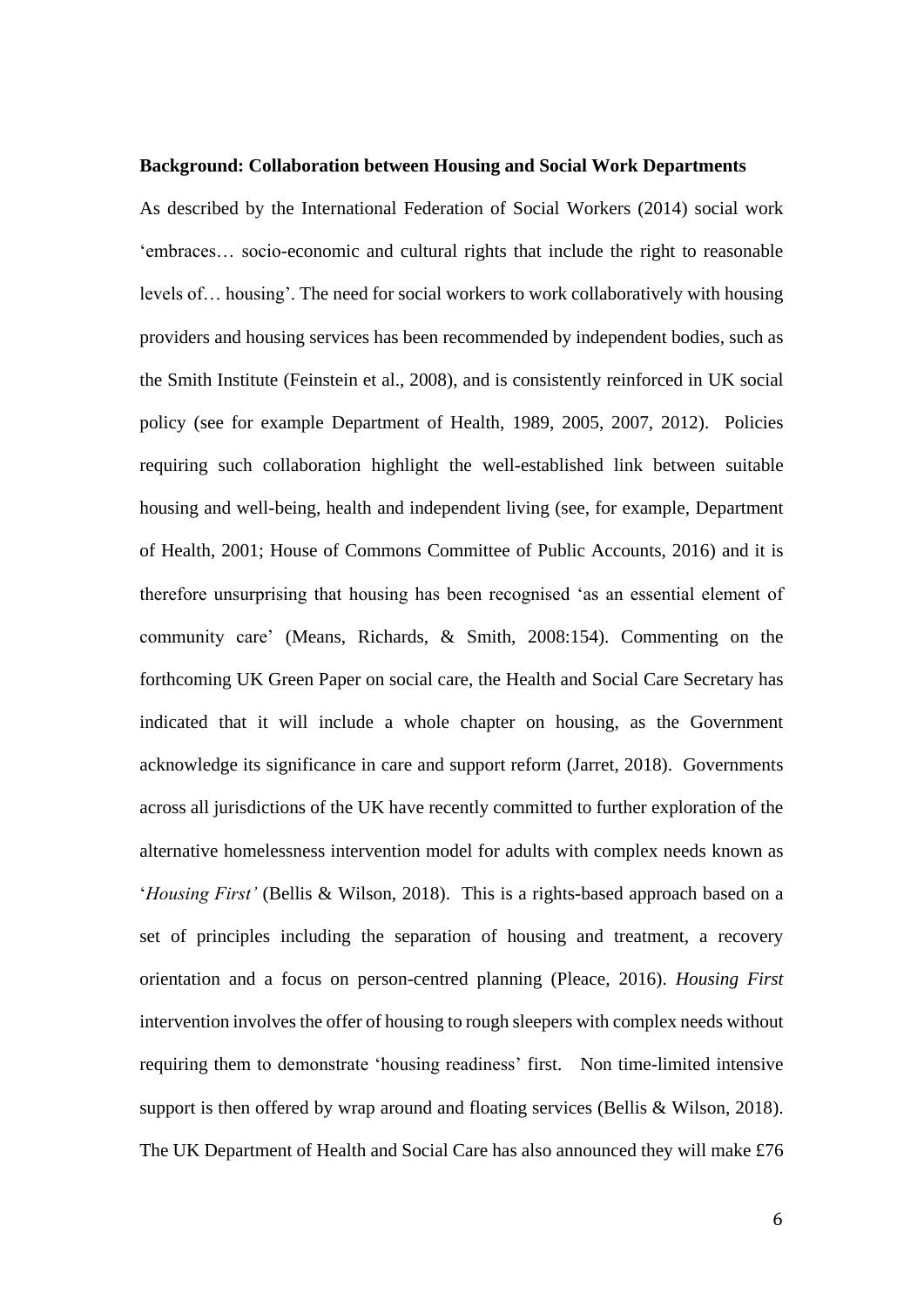**Background: Collaboration between Housing and Social Work Departments**

As described by the International Federation of Social Workers (2014) social work 'embraces… socio-economic and cultural rights that include the right to reasonable levels of… housing'. The need for social workers to work collaboratively with housing providers and housing services has been recommended by independent bodies, such as the Smith Institute (Feinstein et al., 2008), and is consistently reinforced in UK social policy (see for example Department of Health, 1989, 2005, 2007, 2012). Policies requiring such collaboration highlight the well-established link between suitable housing and well-being, health and independent living (see, for example, Department of Health, 2001; House of Commons Committee of Public Accounts, 2016) and it is therefore unsurprising that housing has been recognised 'as an essential element of community care' (Means, Richards, & Smith, 2008:154). Commenting on the forthcoming UK Green Paper on social care, the Health and Social Care Secretary has indicated that it will include a whole chapter on housing, as the Government acknowledge its significance in care and support reform (Jarret, 2018). Governments across all jurisdictions of the UK have recently committed to further exploration of the alternative homelessness intervention model for adults with complex needs known as '*Housing First'* (Bellis & Wilson, 2018). This is a rights-based approach based on a set of principles including the separation of housing and treatment, a recovery orientation and a focus on person-centred planning (Pleace, 2016). *Housing First* intervention involves the offer of housing to rough sleepers with complex needs without requiring them to demonstrate 'housing readiness' first. Non time-limited intensive support is then offered by wrap around and floating services (Bellis & Wilson, 2018). The UK Department of Health and Social Care has also announced they will make £76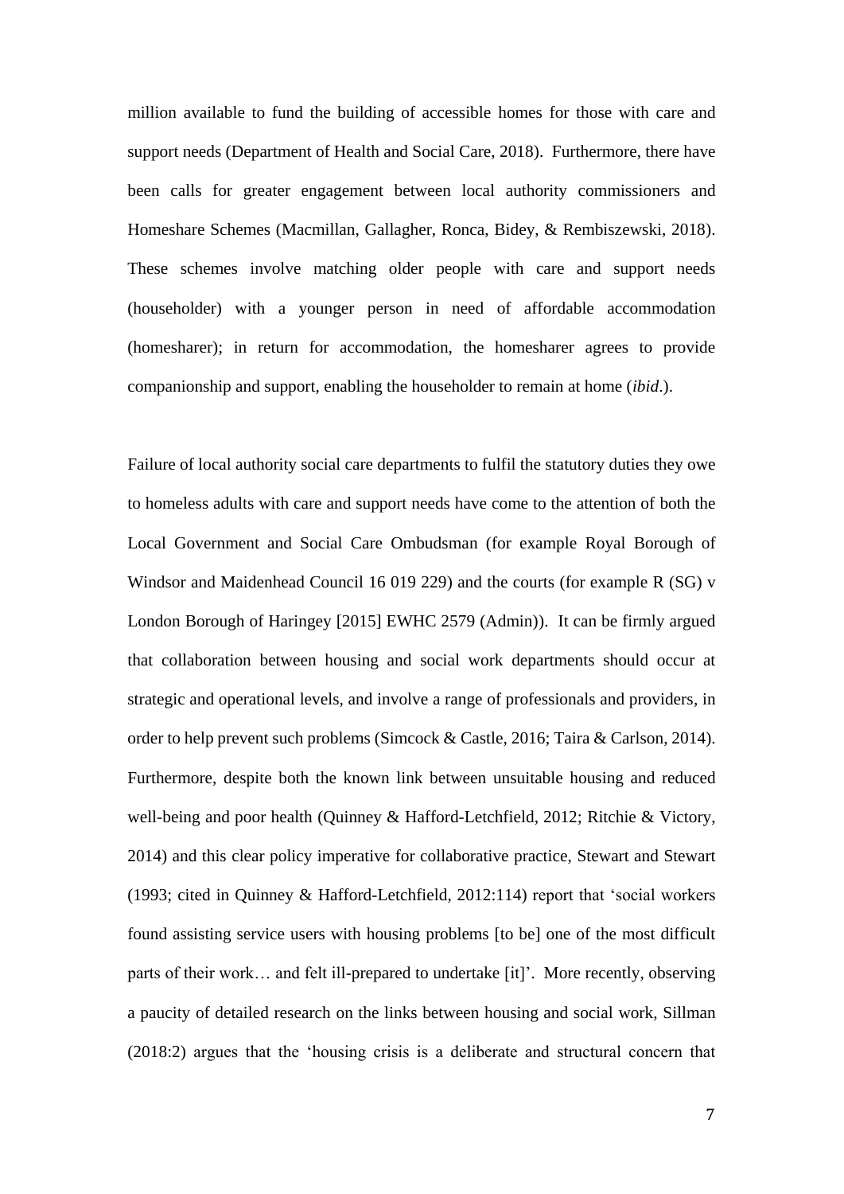million available to fund the building of accessible homes for those with care and support needs (Department of Health and Social Care, 2018). Furthermore, there have been calls for greater engagement between local authority commissioners and Homeshare Schemes (Macmillan, Gallagher, Ronca, Bidey, & Rembiszewski, 2018). These schemes involve matching older people with care and support needs (householder) with a younger person in need of affordable accommodation (homesharer); in return for accommodation, the homesharer agrees to provide companionship and support, enabling the householder to remain at home (*ibid*.).

Failure of local authority social care departments to fulfil the statutory duties they owe to homeless adults with care and support needs have come to the attention of both the Local Government and Social Care Ombudsman (for example Royal Borough of Windsor and Maidenhead Council 16 019 229) and the courts (for example R (SG) v London Borough of Haringey [2015] EWHC 2579 (Admin)). It can be firmly argued that collaboration between housing and social work departments should occur at strategic and operational levels, and involve a range of professionals and providers, in order to help prevent such problems (Simcock & Castle, 2016; Taira & Carlson, 2014). Furthermore, despite both the known link between unsuitable housing and reduced well-being and poor health (Quinney & Hafford-Letchfield, 2012; Ritchie & Victory, 2014) and this clear policy imperative for collaborative practice, Stewart and Stewart (1993; cited in Quinney & Hafford-Letchfield, 2012:114) report that 'social workers found assisting service users with housing problems [to be] one of the most difficult parts of their work… and felt ill-prepared to undertake [it]'. More recently, observing a paucity of detailed research on the links between housing and social work, Sillman (2018:2) argues that the 'housing crisis is a deliberate and structural concern that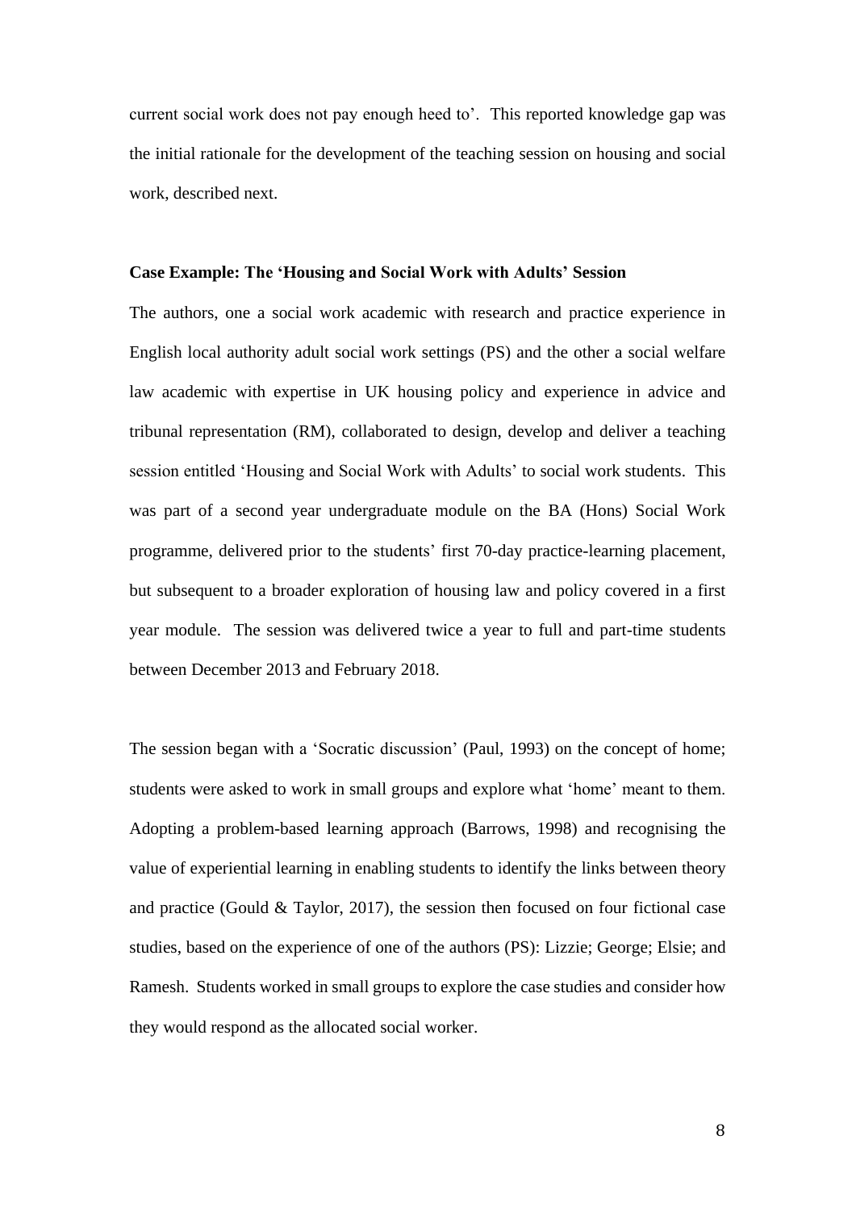current social work does not pay enough heed to'. This reported knowledge gap was the initial rationale for the development of the teaching session on housing and social work, described next.

**Case Example: The 'Housing and Social Work with Adults' Session**

The authors, one a social work academic with research and practice experience in English local authority adult social work settings (PS) and the other a social welfare law academic with expertise in UK housing policy and experience in advice and tribunal representation (RM), collaborated to design, develop and deliver a teaching session entitled 'Housing and Social Work with Adults' to social work students. This was part of a second year undergraduate module on the BA (Hons) Social Work programme, delivered prior to the students' first 70-day practice-learning placement, but subsequent to a broader exploration of housing law and policy covered in a first year module. The session was delivered twice a year to full and part-time students between December 2013 and February 2018.

The session began with a 'Socratic discussion' (Paul, 1993) on the concept of home; students were asked to work in small groups and explore what 'home' meant to them. Adopting a problem-based learning approach (Barrows, 1998) and recognising the value of experiential learning in enabling students to identify the links between theory and practice (Gould & Taylor, 2017), the session then focused on four fictional case studies, based on the experience of one of the authors (PS): Lizzie; George; Elsie; and Ramesh. Students worked in small groups to explore the case studies and consider how they would respond as the allocated social worker.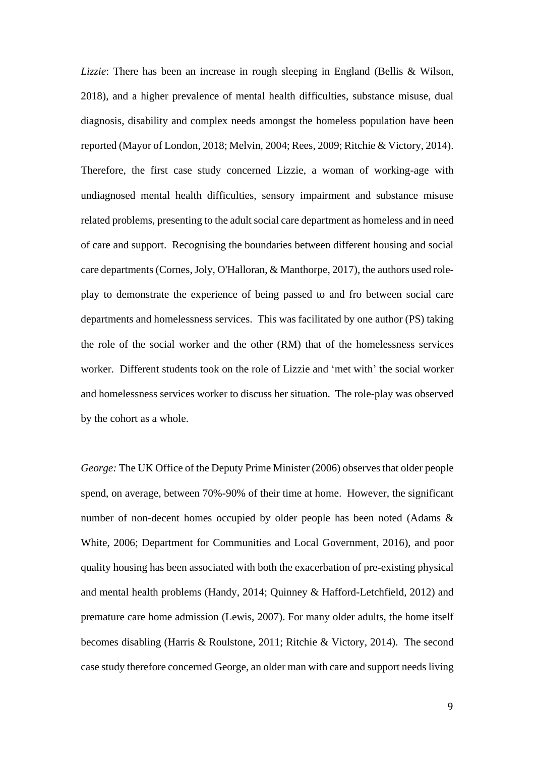*Lizzie*: There has been an increase in rough sleeping in England (Bellis & Wilson, 2018), and a higher prevalence of mental health difficulties, substance misuse, dual diagnosis, disability and complex needs amongst the homeless population have been reported (Mayor of London, 2018; Melvin, 2004; Rees, 2009; Ritchie & Victory, 2014). Therefore, the first case study concerned Lizzie, a woman of working-age with undiagnosed mental health difficulties, sensory impairment and substance misuse related problems, presenting to the adult social care department as homeless and in need of care and support. Recognising the boundaries between different housing and social care departments (Cornes, Joly, O'Halloran, & Manthorpe, 2017), the authors used role-play to demonstrate the experience of being passed to and fro between social care departments and homelessness services. This was facilitated by one author (PS) taking the role of the social worker and the other (RM) that of the homelessness services worker. Different students took on the role of Lizzie and 'met with' the social worker and homelessness services worker to discuss her situation. The role-play was observed by the cohort as a whole.

*George:* The UK Office of the Deputy Prime Minister (2006) observes that older people spend, on average, between 70%-90% of their time at home. However, the significant number of non-decent homes occupied by older people has been noted (Adams & White, 2006; Department for Communities and Local Government, 2016), and poor quality housing has been associated with both the exacerbation of pre-existing physical and mental health problems (Handy, 2014; Quinney & Hafford-Letchfield, 2012) and premature care home admission (Lewis, 2007). For many older adults, the home itself becomes disabling (Harris & Roulstone, 2011; Ritchie & Victory, 2014). The second case study therefore concerned George, an older man with care and support needs living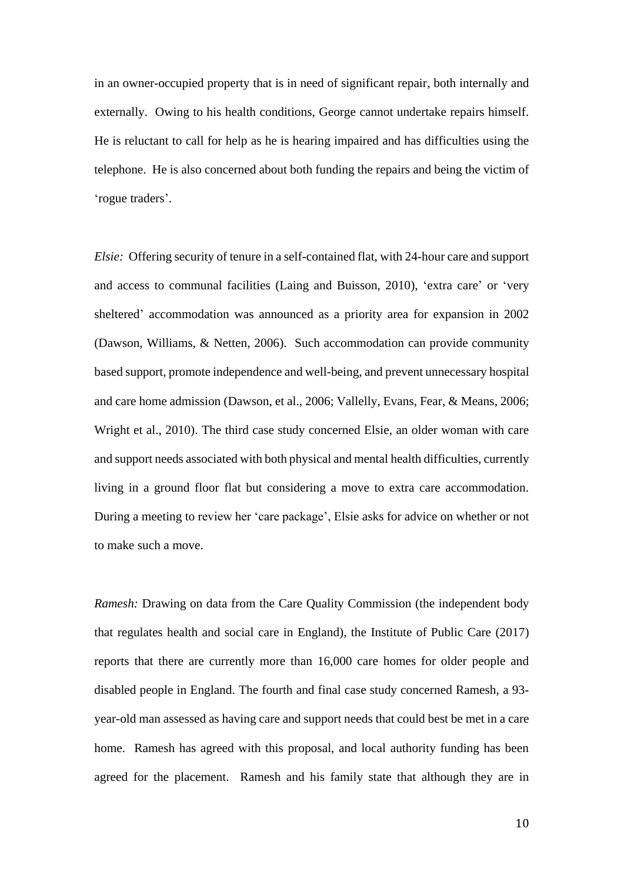in an owner-occupied property that is in need of significant repair, both internally and externally. Owing to his health conditions, George cannot undertake repairs himself. He is reluctant to call for help as he is hearing impaired and has difficulties using the telephone. He is also concerned about both funding the repairs and being the victim of 'rogue traders'.

*Elsie:* Offering security of tenure in a self-contained flat, with 24-hour care and support and access to communal facilities (Laing and Buisson, 2010), 'extra care' or 'very sheltered' accommodation was announced as a priority area for expansion in 2002 (Dawson, Williams, & Netten, 2006). Such accommodation can provide community based support, promote independence and well-being, and prevent unnecessary hospital and care home admission (Dawson, et al., 2006; Vallelly, Evans, Fear, & Means, 2006; Wright et al., 2010). The third case study concerned Elsie, an older woman with care and support needs associated with both physical and mental health difficulties, currently living in a ground floor flat but considering a move to extra care accommodation. During a meeting to review her 'care package', Elsie asks for advice on whether or not to make such a move.

*Ramesh:* Drawing on data from the Care Quality Commission (the independent body that regulates health and social care in England), the Institute of Public Care (2017) reports that there are currently more than 16,000 care homes for older people and disabled people in England. The fourth and final case study concerned Ramesh, a 93-year-old man assessed as having care and support needs that could best be met in a care home. Ramesh has agreed with this proposal, and local authority funding has been agreed for the placement. Ramesh and his family state that although they are in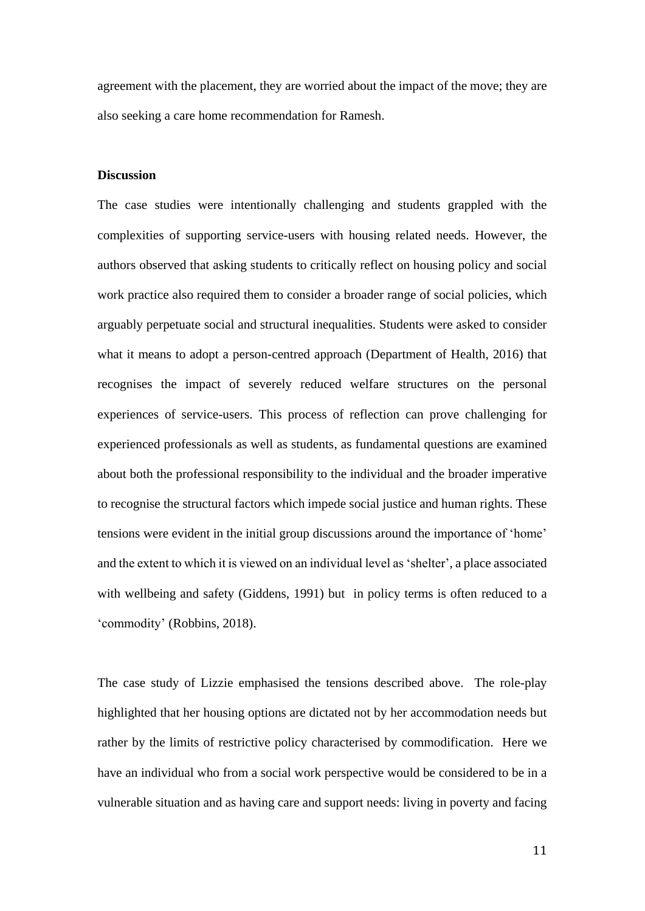agreement with the placement, they are worried about the impact of the move; they are also seeking a care home recommendation for Ramesh.

**Discussion**

The case studies were intentionally challenging and students grappled with the complexities of supporting service-users with housing related needs. However, the authors observed that asking students to critically reflect on housing policy and social work practice also required them to consider a broader range of social policies, which arguably perpetuate social and structural inequalities. Students were asked to consider what it means to adopt a person-centred approach (Department of Health, 2016) that recognises the impact of severely reduced welfare structures on the personal experiences of service-users. This process of reflection can prove challenging for experienced professionals as well as students, as fundamental questions are examined about both the professional responsibility to the individual and the broader imperative to recognise the structural factors which impede social justice and human rights. These tensions were evident in the initial group discussions around the importance of 'home' and the extent to which it is viewed on an individual level as 'shelter', a place associated with wellbeing and safety (Giddens, 1991) but in policy terms is often reduced to a 'commodity' (Robbins, 2018).

The case study of Lizzie emphasised the tensions described above. The role-play highlighted that her housing options are dictated not by her accommodation needs but rather by the limits of restrictive policy characterised by commodification. Here we have an individual who from a social work perspective would be considered to be in a vulnerable situation and as having care and support needs: living in poverty and facing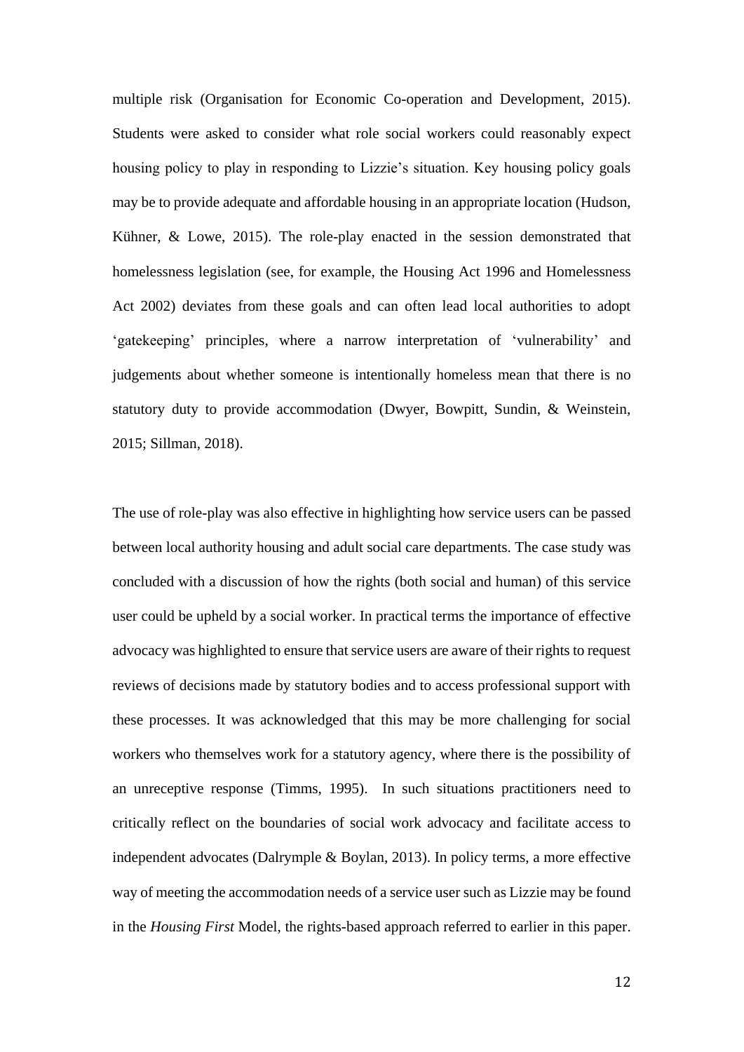multiple risk (Organisation for Economic Co-operation and Development, 2015). Students were asked to consider what role social workers could reasonably expect housing policy to play in responding to Lizzie's situation. Key housing policy goals may be to provide adequate and affordable housing in an appropriate location (Hudson, Kühner, & Lowe, 2015). The role-play enacted in the session demonstrated that homelessness legislation (see, for example, the Housing Act 1996 and Homelessness Act 2002) deviates from these goals and can often lead local authorities to adopt 'gatekeeping' principles, where a narrow interpretation of 'vulnerability' and judgements about whether someone is intentionally homeless mean that there is no statutory duty to provide accommodation (Dwyer, Bowpitt, Sundin, & Weinstein, 2015; Sillman, 2018).

The use of role-play was also effective in highlighting how service users can be passed between local authority housing and adult social care departments. The case study was concluded with a discussion of how the rights (both social and human) of this service user could be upheld by a social worker. In practical terms the importance of effective advocacy was highlighted to ensure that service users are aware of their rights to request reviews of decisions made by statutory bodies and to access professional support with these processes. It was acknowledged that this may be more challenging for social workers who themselves work for a statutory agency, where there is the possibility of an unreceptive response (Timms, 1995). In such situations practitioners need to critically reflect on the boundaries of social work advocacy and facilitate access to independent advocates (Dalrymple & Boylan, 2013). In policy terms, a more effective way of meeting the accommodation needs of a service user such as Lizzie may be found in the *Housing First* Model, the rights-based approach referred to earlier in this paper.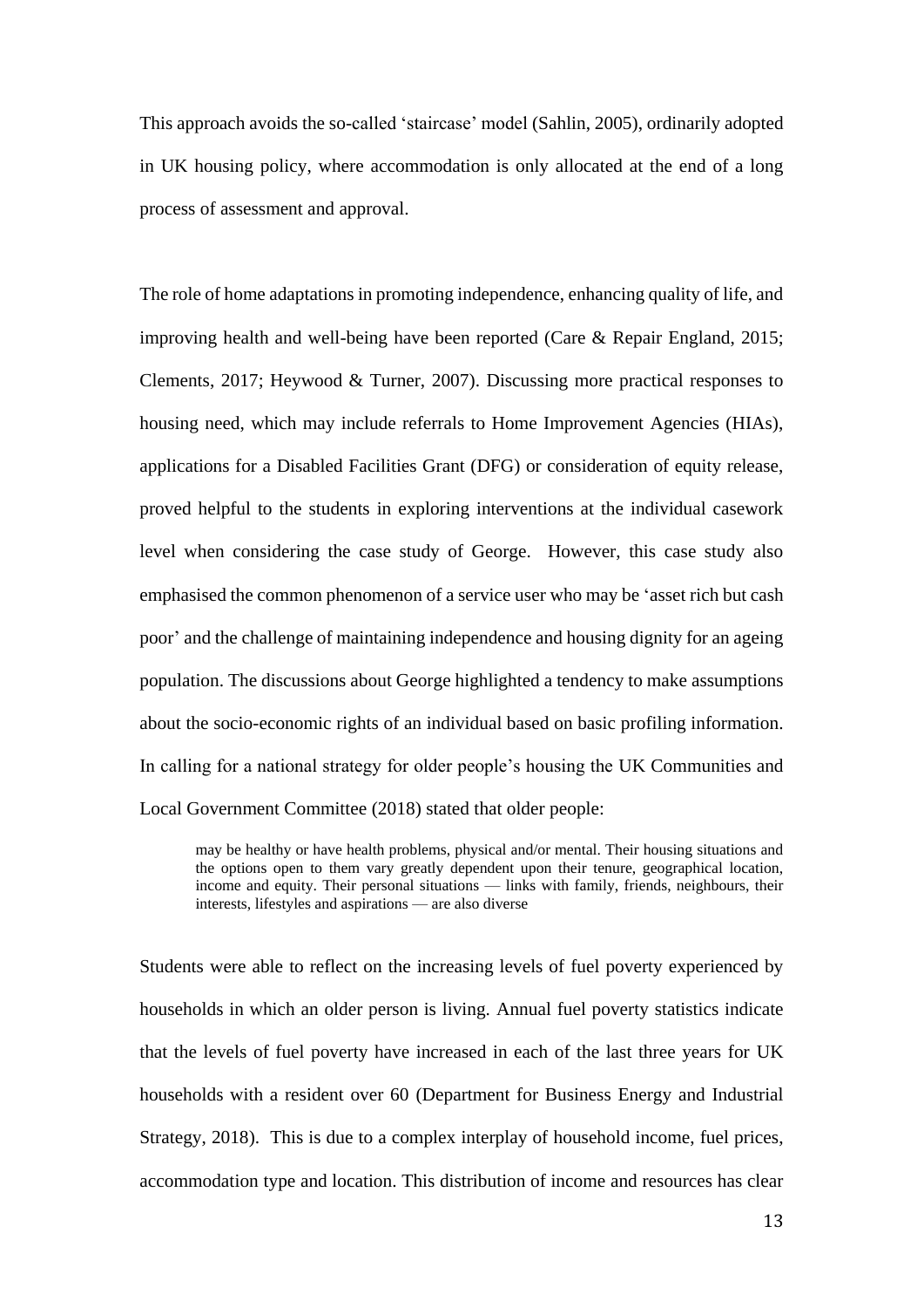This approach avoids the so-called 'staircase' model (Sahlin, 2005), ordinarily adopted in UK housing policy, where accommodation is only allocated at the end of a long process of assessment and approval.

The role of home adaptations in promoting independence, enhancing quality of life, and improving health and well-being have been reported (Care & Repair England, 2015; Clements, 2017; Heywood & Turner, 2007). Discussing more practical responses to housing need, which may include referrals to Home Improvement Agencies (HIAs), applications for a Disabled Facilities Grant (DFG) or consideration of equity release, proved helpful to the students in exploring interventions at the individual casework level when considering the case study of George. However, this case study also emphasised the common phenomenon of a service user who may be 'asset rich but cash poor' and the challenge of maintaining independence and housing dignity for an ageing population. The discussions about George highlighted a tendency to make assumptions about the socio-economic rights of an individual based on basic profiling information. In calling for a national strategy for older people's housing the UK Communities and Local Government Committee (2018) stated that older people:

> may be healthy or have health problems, physical and/or mental. Their housing situations and the options open to them vary greatly dependent upon their tenure, geographical location, income and equity. Their personal situations — links with family, friends, neighbours, their interests, lifestyles and aspirations — are also diverse

Students were able to reflect on the increasing levels of fuel poverty experienced by households in which an older person is living. Annual fuel poverty statistics indicate that the levels of fuel poverty have increased in each of the last three years for UK households with a resident over 60 (Department for Business Energy and Industrial Strategy, 2018). This is due to a complex interplay of household income, fuel prices, accommodation type and location. This distribution of income and resources has clear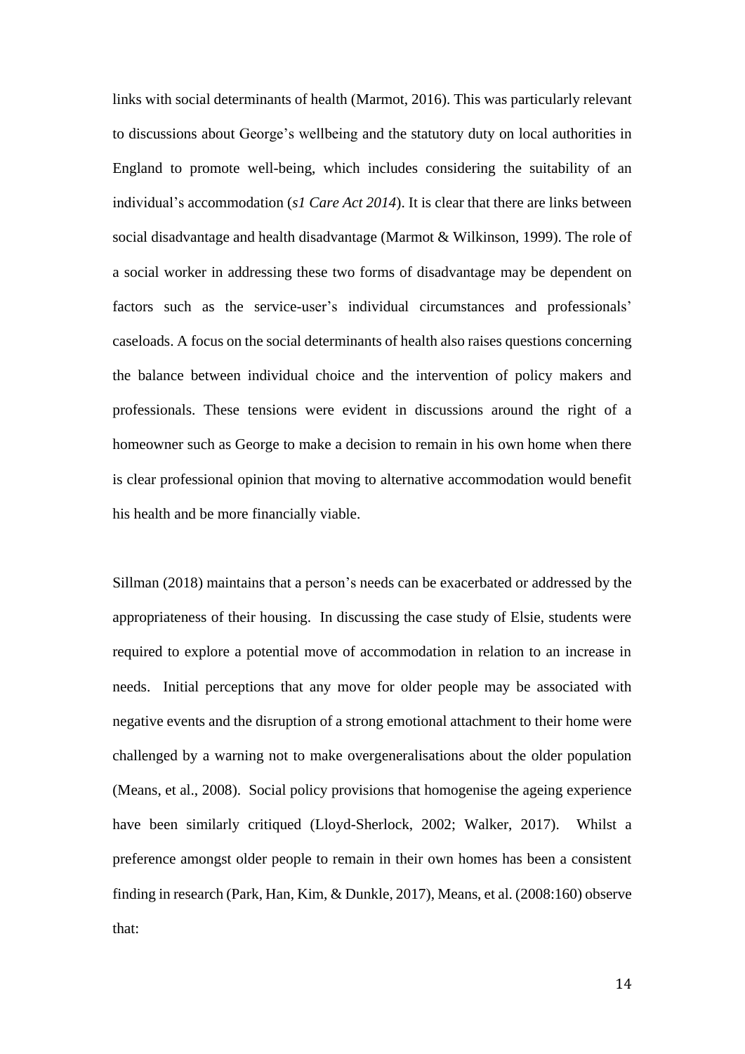links with social determinants of health (Marmot, 2016). This was particularly relevant to discussions about George's wellbeing and the statutory duty on local authorities in England to promote well-being, which includes considering the suitability of an individual's accommodation (*s1 Care Act 2014*). It is clear that there are links between social disadvantage and health disadvantage (Marmot & Wilkinson, 1999). The role of a social worker in addressing these two forms of disadvantage may be dependent on factors such as the service-user's individual circumstances and professionals' caseloads. A focus on the social determinants of health also raises questions concerning the balance between individual choice and the intervention of policy makers and professionals. These tensions were evident in discussions around the right of a homeowner such as George to make a decision to remain in his own home when there is clear professional opinion that moving to alternative accommodation would benefit his health and be more financially viable.

Sillman (2018) maintains that a person's needs can be exacerbated or addressed by the appropriateness of their housing. In discussing the case study of Elsie, students were required to explore a potential move of accommodation in relation to an increase in needs. Initial perceptions that any move for older people may be associated with negative events and the disruption of a strong emotional attachment to their home were challenged by a warning not to make overgeneralisations about the older population (Means, et al., 2008). Social policy provisions that homogenise the ageing experience have been similarly critiqued (Lloyd-Sherlock, 2002; Walker, 2017). Whilst a preference amongst older people to remain in their own homes has been a consistent finding in research (Park, Han, Kim, & Dunkle, 2017), Means, et al. (2008:160) observe that: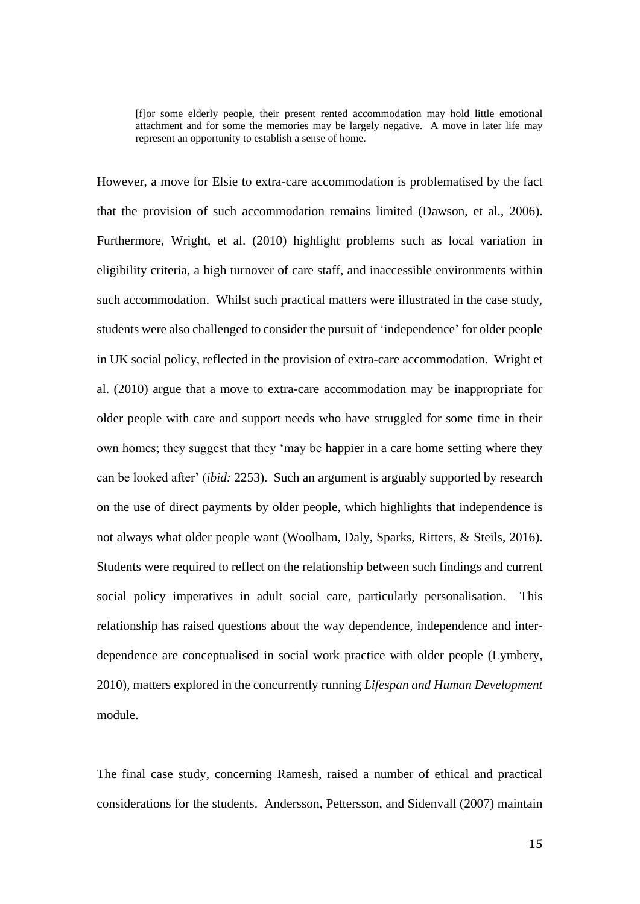> [f]or some elderly people, their present rented accommodation may hold little emotional attachment and for some the memories may be largely negative. A move in later life may represent an opportunity to establish a sense of home.

However, a move for Elsie to extra-care accommodation is problematised by the fact that the provision of such accommodation remains limited (Dawson, et al., 2006). Furthermore, Wright, et al. (2010) highlight problems such as local variation in eligibility criteria, a high turnover of care staff, and inaccessible environments within such accommodation. Whilst such practical matters were illustrated in the case study, students were also challenged to consider the pursuit of 'independence' for older people in UK social policy, reflected in the provision of extra-care accommodation. Wright et al. (2010) argue that a move to extra-care accommodation may be inappropriate for older people with care and support needs who have struggled for some time in their own homes; they suggest that they 'may be happier in a care home setting where they can be looked after' (*ibid:* 2253). Such an argument is arguably supported by research on the use of direct payments by older people, which highlights that independence is not always what older people want (Woolham, Daly, Sparks, Ritters, & Steils, 2016). Students were required to reflect on the relationship between such findings and current social policy imperatives in adult social care, particularly personalisation. This relationship has raised questions about the way dependence, independence and inter-dependence are conceptualised in social work practice with older people (Lymbery, 2010), matters explored in the concurrently running *Lifespan and Human Development* module.

The final case study, concerning Ramesh, raised a number of ethical and practical considerations for the students. Andersson, Pettersson, and Sidenvall (2007) maintain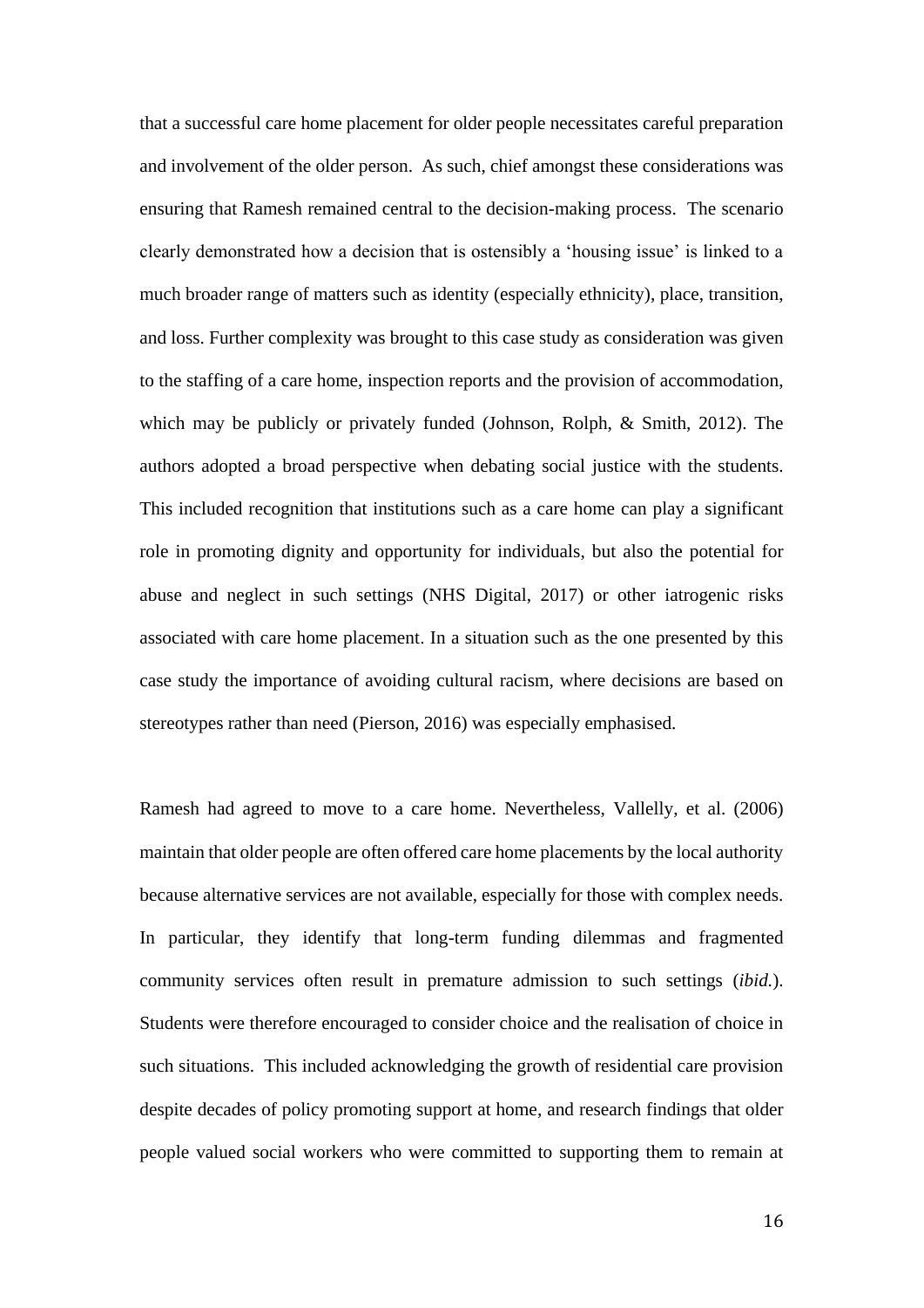that a successful care home placement for older people necessitates careful preparation and involvement of the older person. As such, chief amongst these considerations was ensuring that Ramesh remained central to the decision-making process. The scenario clearly demonstrated how a decision that is ostensibly a 'housing issue' is linked to a much broader range of matters such as identity (especially ethnicity), place, transition, and loss. Further complexity was brought to this case study as consideration was given to the staffing of a care home, inspection reports and the provision of accommodation, which may be publicly or privately funded (Johnson, Rolph, & Smith, 2012). The authors adopted a broad perspective when debating social justice with the students. This included recognition that institutions such as a care home can play a significant role in promoting dignity and opportunity for individuals, but also the potential for abuse and neglect in such settings (NHS Digital, 2017) or other iatrogenic risks associated with care home placement. In a situation such as the one presented by this case study the importance of avoiding cultural racism, where decisions are based on stereotypes rather than need (Pierson, 2016) was especially emphasised.

Ramesh had agreed to move to a care home. Nevertheless, Vallelly, et al. (2006) maintain that older people are often offered care home placements by the local authority because alternative services are not available, especially for those with complex needs. In particular, they identify that long-term funding dilemmas and fragmented community services often result in premature admission to such settings (*ibid.*). Students were therefore encouraged to consider choice and the realisation of choice in such situations. This included acknowledging the growth of residential care provision despite decades of policy promoting support at home, and research findings that older people valued social workers who were committed to supporting them to remain at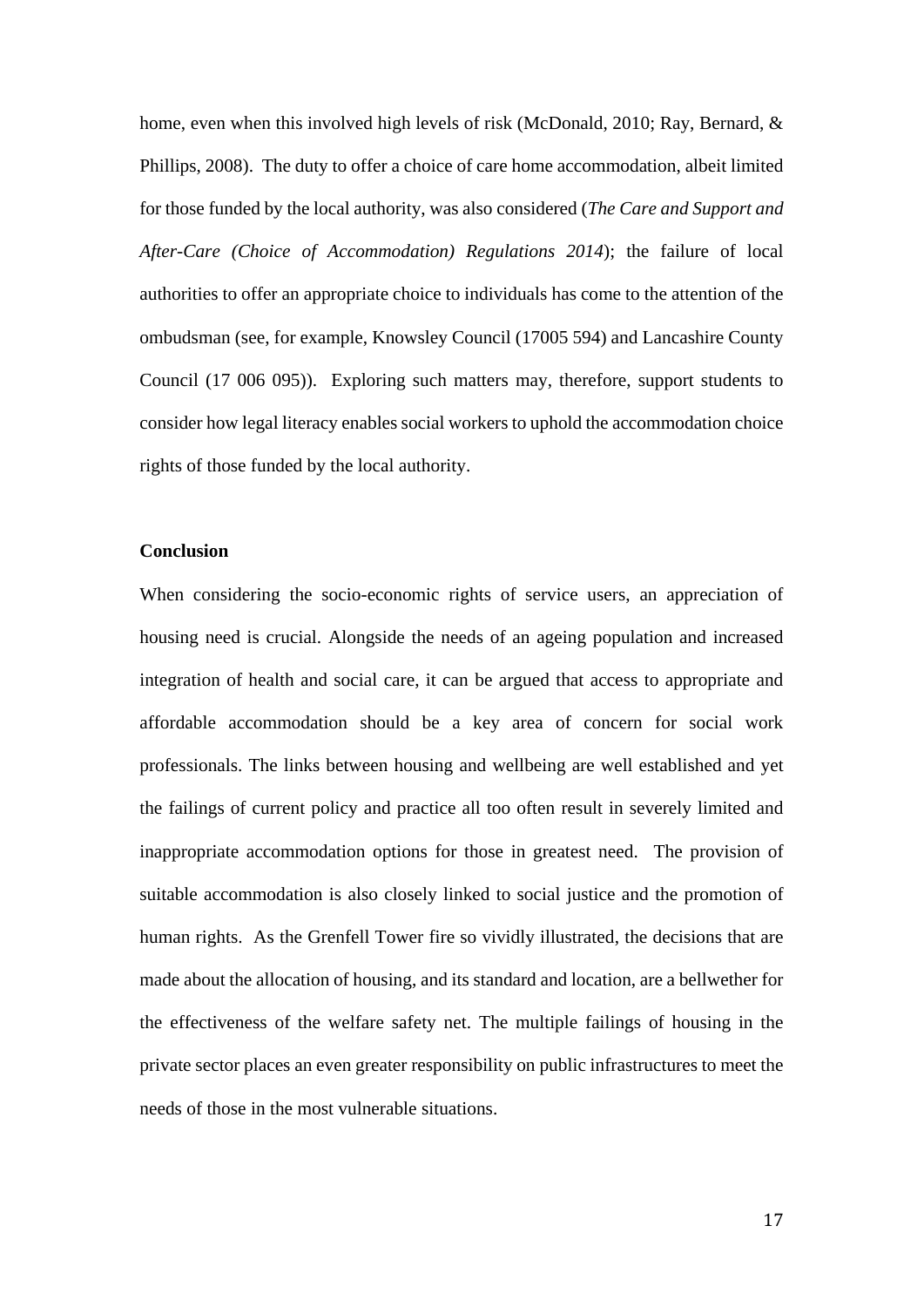home, even when this involved high levels of risk (McDonald, 2010; Ray, Bernard, & Phillips, 2008). The duty to offer a choice of care home accommodation, albeit limited for those funded by the local authority, was also considered (*The Care and Support and After-Care (Choice of Accommodation) Regulations 2014*); the failure of local authorities to offer an appropriate choice to individuals has come to the attention of the ombudsman (see, for example, Knowsley Council (17005 594) and Lancashire County Council (17 006 095)). Exploring such matters may, therefore, support students to consider how legal literacy enables social workers to uphold the accommodation choice rights of those funded by the local authority.

**Conclusion**

When considering the socio-economic rights of service users, an appreciation of housing need is crucial. Alongside the needs of an ageing population and increased integration of health and social care, it can be argued that access to appropriate and affordable accommodation should be a key area of concern for social work professionals. The links between housing and wellbeing are well established and yet the failings of current policy and practice all too often result in severely limited and inappropriate accommodation options for those in greatest need. The provision of suitable accommodation is also closely linked to social justice and the promotion of human rights. As the Grenfell Tower fire so vividly illustrated, the decisions that are made about the allocation of housing, and its standard and location, are a bellwether for the effectiveness of the welfare safety net. The multiple failings of housing in the private sector places an even greater responsibility on public infrastructures to meet the needs of those in the most vulnerable situations.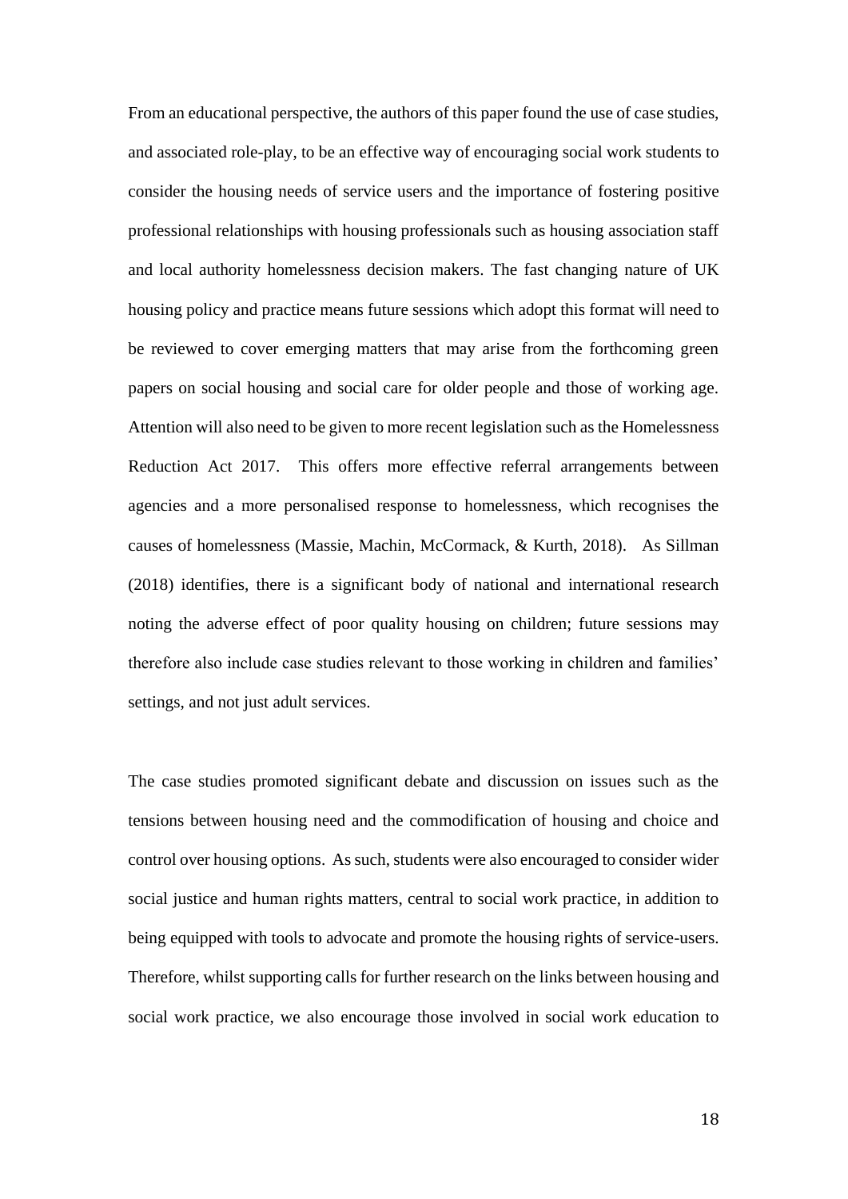From an educational perspective, the authors of this paper found the use of case studies, and associated role-play, to be an effective way of encouraging social work students to consider the housing needs of service users and the importance of fostering positive professional relationships with housing professionals such as housing association staff and local authority homelessness decision makers. The fast changing nature of UK housing policy and practice means future sessions which adopt this format will need to be reviewed to cover emerging matters that may arise from the forthcoming green papers on social housing and social care for older people and those of working age. Attention will also need to be given to more recent legislation such as the Homelessness Reduction Act 2017. This offers more effective referral arrangements between agencies and a more personalised response to homelessness, which recognises the causes of homelessness (Massie, Machin, McCormack, & Kurth, 2018). As Sillman (2018) identifies, there is a significant body of national and international research noting the adverse effect of poor quality housing on children; future sessions may therefore also include case studies relevant to those working in children and families' settings, and not just adult services.

The case studies promoted significant debate and discussion on issues such as the tensions between housing need and the commodification of housing and choice and control over housing options. As such, students were also encouraged to consider wider social justice and human rights matters, central to social work practice, in addition to being equipped with tools to advocate and promote the housing rights of service-users. Therefore, whilst supporting calls for further research on the links between housing and social work practice, we also encourage those involved in social work education to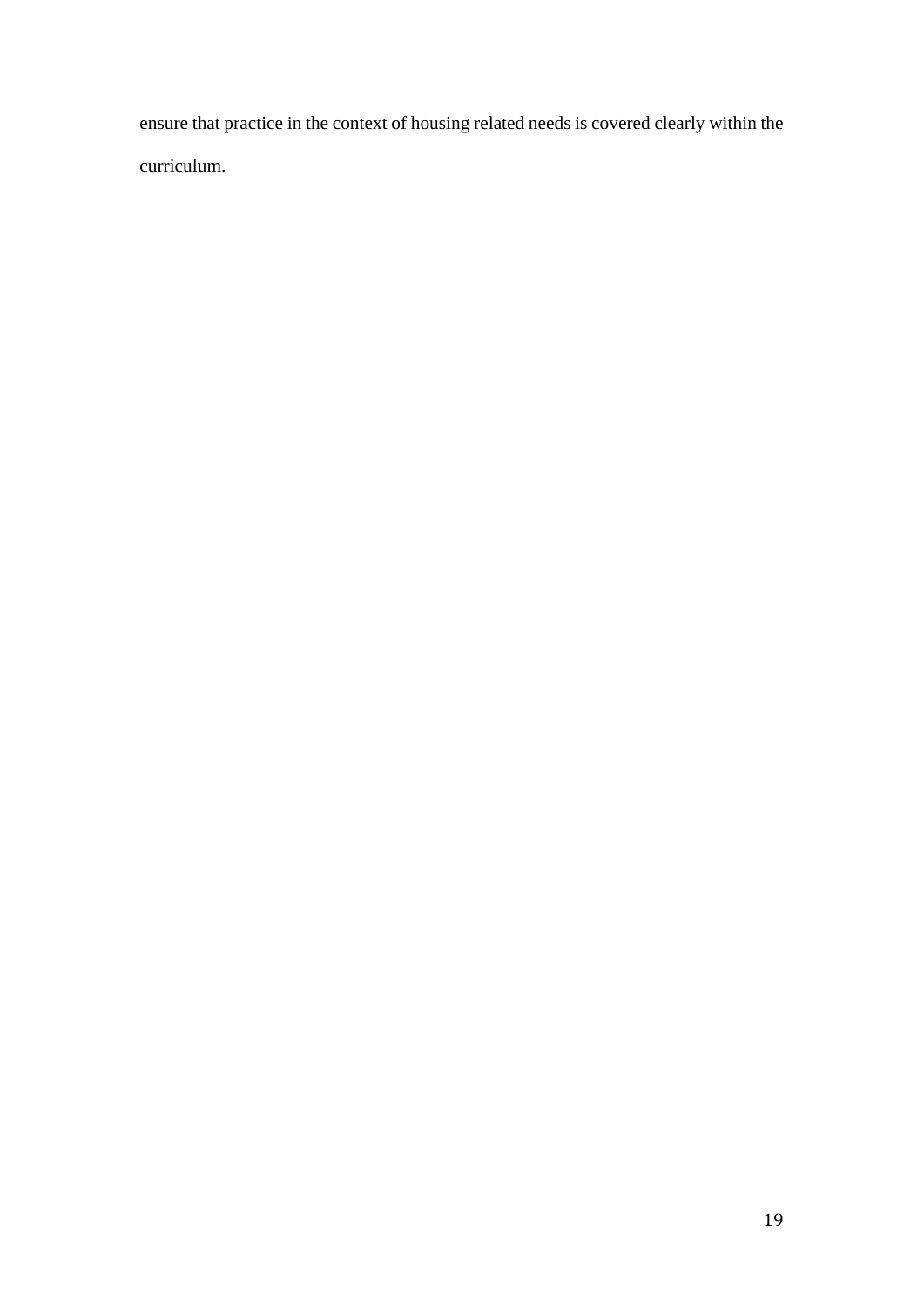ensure that practice in the context of housing related needs is covered clearly within the curriculum.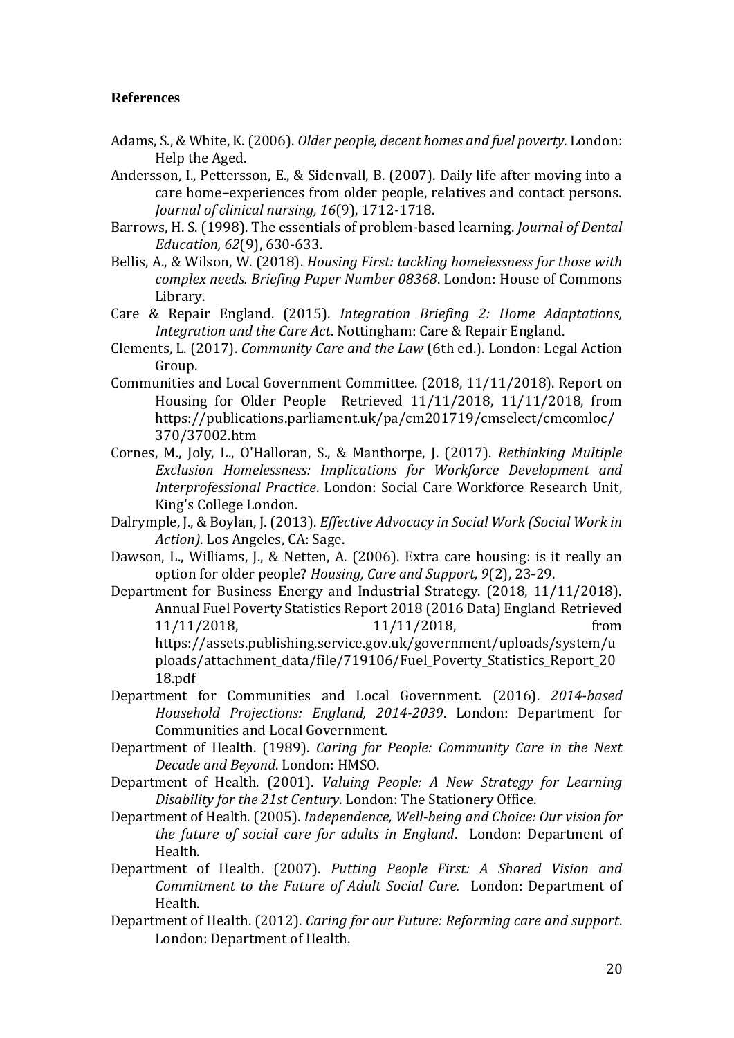**References**

Adams, S., & White, K. (2006). *Older people, decent homes and fuel poverty*. London: Help the Aged.

Andersson, I., Pettersson, E., & Sidenvall, B. (2007). Daily life after moving into a care home–experiences from older people, relatives and contact persons. *Journal of clinical nursing, 16*(9), 1712-1718.

Barrows, H. S. (1998). The essentials of problem-based learning. *Journal of Dental Education, 62*(9), 630-633.

Bellis, A., & Wilson, W. (2018). *Housing First: tackling homelessness for those with complex needs. Briefing Paper Number 08368*. London: House of Commons Library.

Care & Repair England. (2015). *Integration Briefing 2: Home Adaptations, Integration and the Care Act*. Nottingham: Care & Repair England.

Clements, L. (2017). *Community Care and the Law* (6th ed.). London: Legal Action Group.

Communities and Local Government Committee. (2018, 11/11/2018). Report on Housing for Older People Retrieved 11/11/2018, 11/11/2018, from https://publications.parliament.uk/pa/cm201719/cmselect/cmcomloc/370/37002.htm

Cornes, M., Joly, L., O'Halloran, S., & Manthorpe, J. (2017). *Rethinking Multiple Exclusion Homelessness: Implications for Workforce Development and Interprofessional Practice*. London: Social Care Workforce Research Unit, King's College London.

Dalrymple, J., & Boylan, J. (2013). *Effective Advocacy in Social Work (Social Work in Action)*. Los Angeles, CA: Sage.

Dawson, L., Williams, J., & Netten, A. (2006). Extra care housing: is it really an option for older people? *Housing, Care and Support, 9*(2), 23-29.

Department for Business Energy and Industrial Strategy. (2018, 11/11/2018). Annual Fuel Poverty Statistics Report 2018 (2016 Data) England Retrieved 11/11/2018, 11/11/2018, from https://assets.publishing.service.gov.uk/government/uploads/system/uploads/attachment_data/file/719106/Fuel_Poverty_Statistics_Report_2018.pdf

Department for Communities and Local Government. (2016). *2014-based Household Projections: England, 2014-2039*. London: Department for Communities and Local Government.

Department of Health. (1989). *Caring for People: Community Care in the Next Decade and Beyond*. London: HMSO.

Department of Health. (2001). *Valuing People: A New Strategy for Learning Disability for the 21st Century*. London: The Stationery Office.

Department of Health. (2005). *Independence, Well-being and Choice: Our vision for the future of social care for adults in England*. London: Department of Health.

Department of Health. (2007). *Putting People First: A Shared Vision and Commitment to the Future of Adult Social Care.* London: Department of Health.

Department of Health. (2012). *Caring for our Future: Reforming care and support*. London: Department of Health.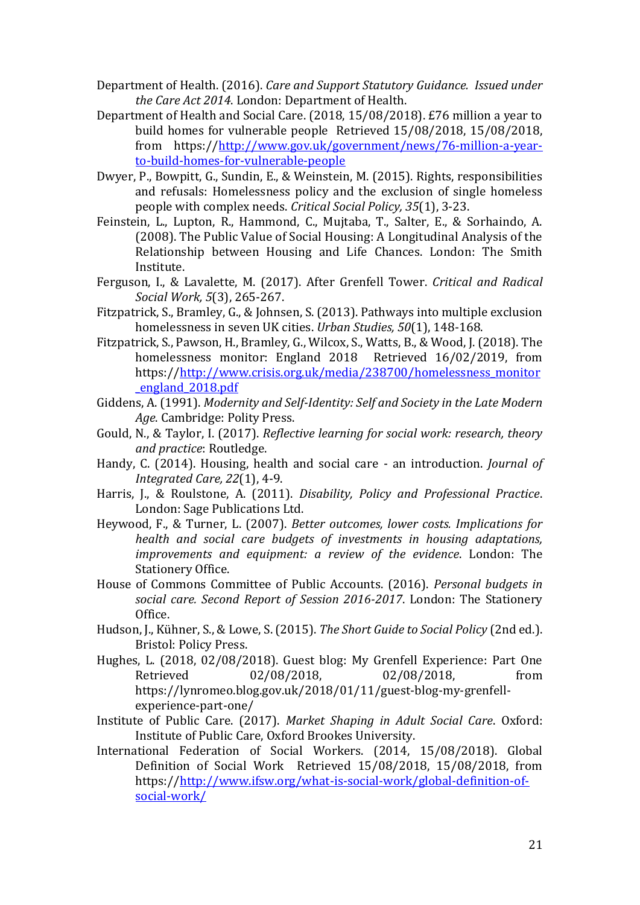Department of Health. (2016). *Care and Support Statutory Guidance. Issued under the Care Act 2014*. London: Department of Health.

Department of Health and Social Care. (2018, 15/08/2018). £76 million a year to build homes for vulnerable people Retrieved 15/08/2018, 15/08/2018, from https://http://www.gov.uk/government/news/76-million-a-year-to-build-homes-for-vulnerable-people

Dwyer, P., Bowpitt, G., Sundin, E., & Weinstein, M. (2015). Rights, responsibilities and refusals: Homelessness policy and the exclusion of single homeless people with complex needs. *Critical Social Policy, 35*(1), 3-23.

Feinstein, L., Lupton, R., Hammond, C., Mujtaba, T., Salter, E., & Sorhaindo, A. (2008). The Public Value of Social Housing: A Longitudinal Analysis of the Relationship between Housing and Life Chances. London: The Smith Institute.

Ferguson, I., & Lavalette, M. (2017). After Grenfell Tower. *Critical and Radical Social Work, 5*(3), 265-267.

Fitzpatrick, S., Bramley, G., & Johnsen, S. (2013). Pathways into multiple exclusion homelessness in seven UK cities. *Urban Studies, 50*(1), 148-168.

Fitzpatrick, S., Pawson, H., Bramley, G., Wilcox, S., Watts, B., & Wood, J. (2018). The homelessness monitor: England 2018 Retrieved 16/02/2019, from https://http://www.crisis.org.uk/media/238700/homelessness_monitor_england_2018.pdf

Giddens, A. (1991). *Modernity and Self-Identity: Self and Society in the Late Modern Age*. Cambridge: Polity Press.

Gould, N., & Taylor, I. (2017). *Reflective learning for social work: research, theory and practice*: Routledge.

Handy, C. (2014). Housing, health and social care - an introduction. *Journal of Integrated Care, 22*(1), 4-9.

Harris, J., & Roulstone, A. (2011). *Disability, Policy and Professional Practice*. London: Sage Publications Ltd.

Heywood, F., & Turner, L. (2007). *Better outcomes, lower costs. Implications for health and social care budgets of investments in housing adaptations, improvements and equipment: a review of the evidence*. London: The Stationery Office.

House of Commons Committee of Public Accounts. (2016). *Personal budgets in social care. Second Report of Session 2016-2017*. London: The Stationery Office.

Hudson, J., Kühner, S., & Lowe, S. (2015). *The Short Guide to Social Policy* (2nd ed.). Bristol: Policy Press.

Hughes, L. (2018, 02/08/2018). Guest blog: My Grenfell Experience: Part One Retrieved 02/08/2018, 02/08/2018, from https://lynromeo.blog.gov.uk/2018/01/11/guest-blog-my-grenfell-experience-part-one/

Institute of Public Care. (2017). *Market Shaping in Adult Social Care*. Oxford: Institute of Public Care, Oxford Brookes University.

International Federation of Social Workers. (2014, 15/08/2018). Global Definition of Social Work Retrieved 15/08/2018, 15/08/2018, from https://http://www.ifsw.org/what-is-social-work/global-definition-of-social-work/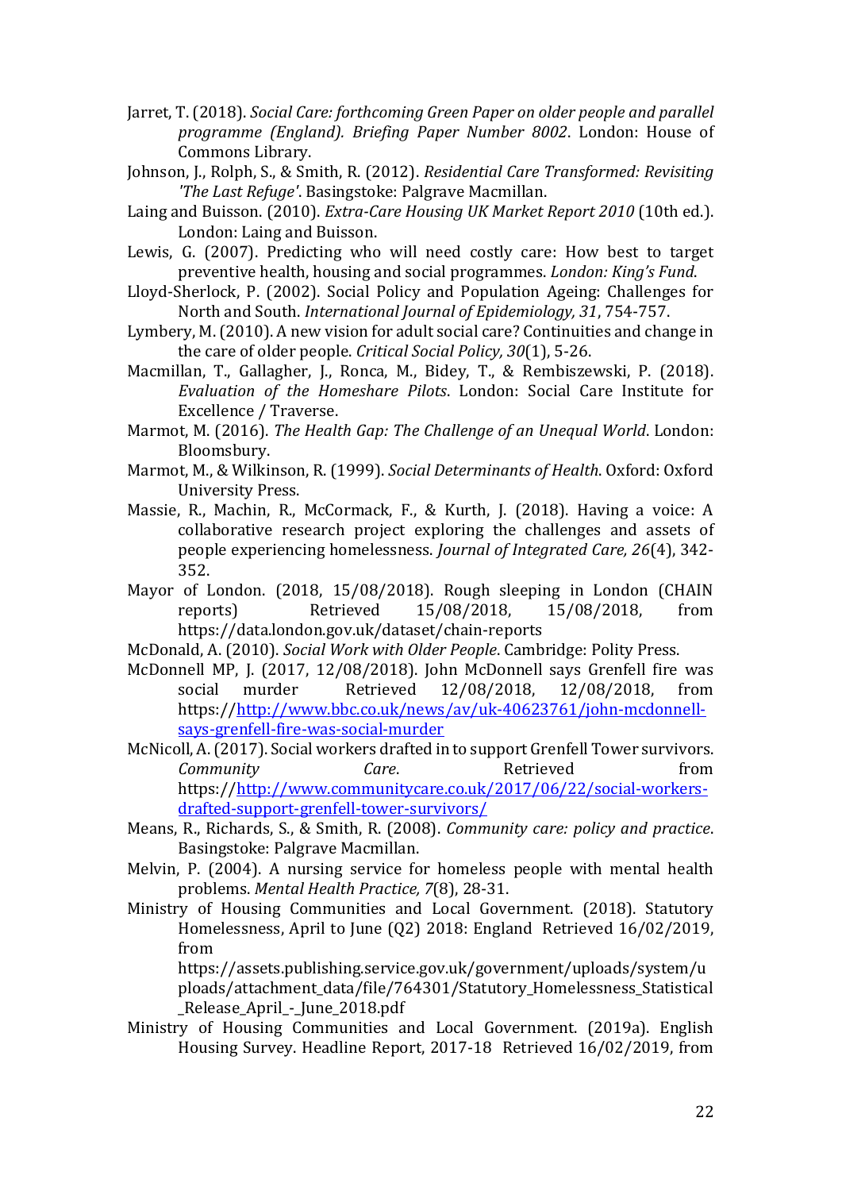Jarret, T. (2018). *Social Care: forthcoming Green Paper on older people and parallel programme (England). Briefing Paper Number 8002*. London: House of Commons Library.

Johnson, J., Rolph, S., & Smith, R. (2012). *Residential Care Transformed: Revisiting 'The Last Refuge'*. Basingstoke: Palgrave Macmillan.

Laing and Buisson. (2010). *Extra-Care Housing UK Market Report 2010* (10th ed.). London: Laing and Buisson.

Lewis, G. (2007). Predicting who will need costly care: How best to target preventive health, housing and social programmes. *London: King's Fund*.

Lloyd-Sherlock, P. (2002). Social Policy and Population Ageing: Challenges for North and South. *International Journal of Epidemiology, 31*, 754-757.

Lymbery, M. (2010). A new vision for adult social care? Continuities and change in the care of older people. *Critical Social Policy, 30*(1), 5-26.

Macmillan, T., Gallagher, J., Ronca, M., Bidey, T., & Rembiszewski, P. (2018). *Evaluation of the Homeshare Pilots*. London: Social Care Institute for Excellence / Traverse.

Marmot, M. (2016). *The Health Gap: The Challenge of an Unequal World*. London: Bloomsbury.

Marmot, M., & Wilkinson, R. (1999). *Social Determinants of Health*. Oxford: Oxford University Press.

Massie, R., Machin, R., McCormack, F., & Kurth, J. (2018). Having a voice: A collaborative research project exploring the challenges and assets of people experiencing homelessness. *Journal of Integrated Care, 26*(4), 342-352.

Mayor of London. (2018, 15/08/2018). Rough sleeping in London (CHAIN reports) Retrieved 15/08/2018, 15/08/2018, from https://data.london.gov.uk/dataset/chain-reports

McDonald, A. (2010). *Social Work with Older People*. Cambridge: Polity Press.

McDonnell MP, J. (2017, 12/08/2018). John McDonnell says Grenfell fire was social murder Retrieved 12/08/2018, 12/08/2018, from https://http://www.bbc.co.uk/news/av/uk-40623761/john-mcdonnell-says-grenfell-fire-was-social-murder

McNicoll, A. (2017). Social workers drafted in to support Grenfell Tower survivors. *Community Care*. Retrieved from https://http://www.communitycare.co.uk/2017/06/22/social-workers-drafted-support-grenfell-tower-survivors/

Means, R., Richards, S., & Smith, R. (2008). *Community care: policy and practice*. Basingstoke: Palgrave Macmillan.

Melvin, P. (2004). A nursing service for homeless people with mental health problems. *Mental Health Practice, 7*(8), 28-31.

Ministry of Housing Communities and Local Government. (2018). Statutory Homelessness, April to June (Q2) 2018: England Retrieved 16/02/2019, from https://assets.publishing.service.gov.uk/government/uploads/system/uploads/attachment_data/file/764301/Statutory_Homelessness_Statistical_Release_April_-_June_2018.pdf

Ministry of Housing Communities and Local Government. (2019a). English Housing Survey. Headline Report, 2017-18 Retrieved 16/02/2019, from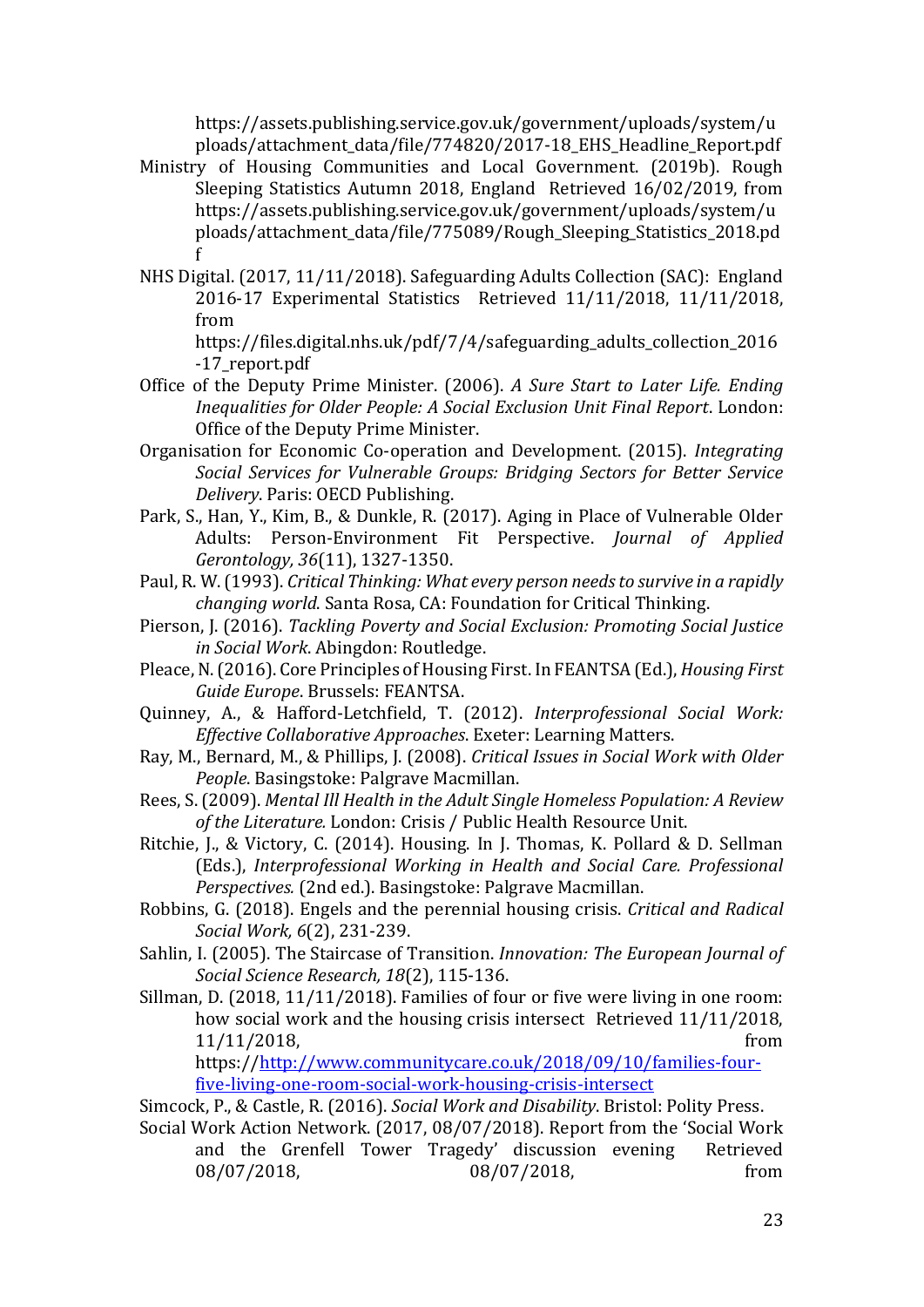https://assets.publishing.service.gov.uk/government/uploads/system/uploads/attachment_data/file/774820/2017-18_EHS_Headline_Report.pdf

Ministry of Housing Communities and Local Government. (2019b). Rough Sleeping Statistics Autumn 2018, England Retrieved 16/02/2019, from https://assets.publishing.service.gov.uk/government/uploads/system/uploads/attachment_data/file/775089/Rough_Sleeping_Statistics_2018.pdf

NHS Digital. (2017, 11/11/2018). Safeguarding Adults Collection (SAC): England 2016-17 Experimental Statistics Retrieved 11/11/2018, 11/11/2018, from https://files.digital.nhs.uk/pdf/7/4/safeguarding_adults_collection_2016-17_report.pdf

Office of the Deputy Prime Minister. (2006). *A Sure Start to Later Life. Ending Inequalities for Older People: A Social Exclusion Unit Final Report*. London: Office of the Deputy Prime Minister.

Organisation for Economic Co-operation and Development. (2015). *Integrating Social Services for Vulnerable Groups: Bridging Sectors for Better Service Delivery*. Paris: OECD Publishing.

Park, S., Han, Y., Kim, B., & Dunkle, R. (2017). Aging in Place of Vulnerable Older Adults: Person-Environment Fit Perspective. *Journal of Applied Gerontology, 36*(11), 1327-1350.

Paul, R. W. (1993). *Critical Thinking: What every person needs to survive in a rapidly changing world.* Santa Rosa, CA: Foundation for Critical Thinking.

Pierson, J. (2016). *Tackling Poverty and Social Exclusion: Promoting Social Justice in Social Work*. Abingdon: Routledge.

Pleace, N. (2016). Core Principles of Housing First. In FEANTSA (Ed.), *Housing First Guide Europe*. Brussels: FEANTSA.

Quinney, A., & Hafford-Letchfield, T. (2012). *Interprofessional Social Work: Effective Collaborative Approaches*. Exeter: Learning Matters.

Ray, M., Bernard, M., & Phillips, J. (2008). *Critical Issues in Social Work with Older People*. Basingstoke: Palgrave Macmillan.

Rees, S. (2009). *Mental Ill Health in the Adult Single Homeless Population: A Review of the Literature.* London: Crisis / Public Health Resource Unit.

Ritchie, J., & Victory, C. (2014). Housing. In J. Thomas, K. Pollard & D. Sellman (Eds.), *Interprofessional Working in Health and Social Care. Professional Perspectives.* (2nd ed.). Basingstoke: Palgrave Macmillan.

Robbins, G. (2018). Engels and the perennial housing crisis. *Critical and Radical Social Work, 6*(2), 231-239.

Sahlin, I. (2005). The Staircase of Transition. *Innovation: The European Journal of Social Science Research, 18*(2), 115-136.

Sillman, D. (2018, 11/11/2018). Families of four or five were living in one room: how social work and the housing crisis intersect Retrieved 11/11/2018, 11/11/2018, from https://http://www.communitycare.co.uk/2018/09/10/families-four-five-living-one-room-social-work-housing-crisis-intersect

Simcock, P., & Castle, R. (2016). *Social Work and Disability*. Bristol: Polity Press.

Social Work Action Network. (2017, 08/07/2018). Report from the 'Social Work and the Grenfell Tower Tragedy' discussion evening Retrieved 08/07/2018, 08/07/2018, from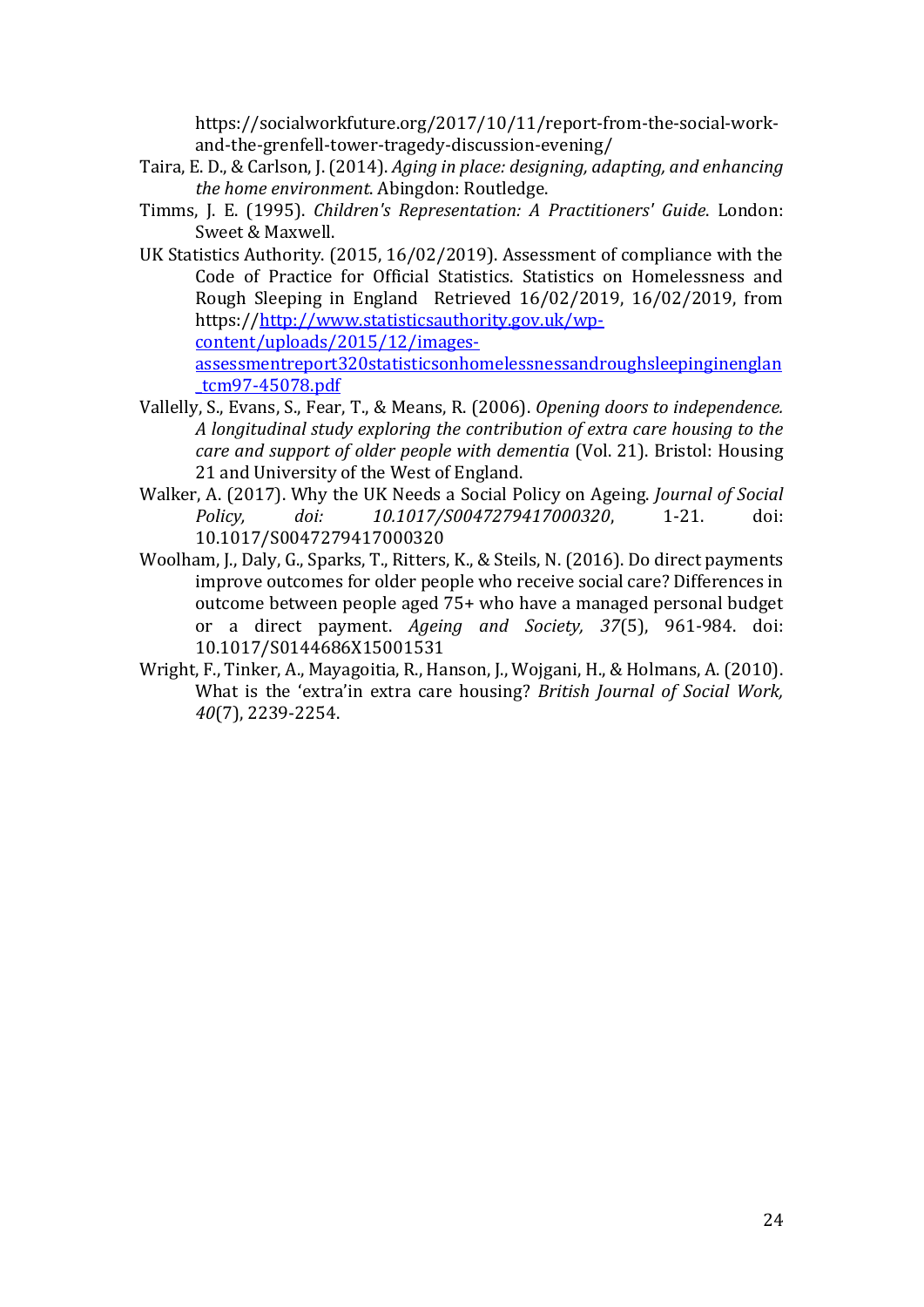https://socialworkfuture.org/2017/10/11/report-from-the-social-work-and-the-grenfell-tower-tragedy-discussion-evening/

Taira, E. D., & Carlson, J. (2014). *Aging in place: designing, adapting, and enhancing the home environment*. Abingdon: Routledge.

Timms, J. E. (1995). *Children's Representation: A Practitioners' Guide*. London: Sweet & Maxwell.

UK Statistics Authority. (2015, 16/02/2019). Assessment of compliance with the Code of Practice for Official Statistics. Statistics on Homelessness and Rough Sleeping in England Retrieved 16/02/2019, 16/02/2019, from https://[http://www.statisticsauthority.gov.uk/wp-content/uploads/2015/12/images-assessmentreport320statisticsonhomelessnessandroughsleepinginenglan_tcm97-45078.pdf](http://www.statisticsauthority.gov.uk/wp-content/uploads/2015/12/images-assessmentreport320statisticsonhomelessnessandroughsleepinginenglan_tcm97-45078.pdf)

Vallelly, S., Evans, S., Fear, T., & Means, R. (2006). *Opening doors to independence. A longitudinal study exploring the contribution of extra care housing to the care and support of older people with dementia* (Vol. 21). Bristol: Housing 21 and University of the West of England.

Walker, A. (2017). Why the UK Needs a Social Policy on Ageing. *Journal of Social Policy, doi: 10.1017/S0047279417000320*, 1-21. doi: 10.1017/S0047279417000320

Woolham, J., Daly, G., Sparks, T., Ritters, K., & Steils, N. (2016). Do direct payments improve outcomes for older people who receive social care? Differences in outcome between people aged 75+ who have a managed personal budget or a direct payment. *Ageing and Society, 37*(5), 961-984. doi: 10.1017/S0144686X15001531

Wright, F., Tinker, A., Mayagoitia, R., Hanson, J., Wojgani, H., & Holmans, A. (2010). What is the 'extra'in extra care housing? *British Journal of Social Work, 40*(7), 2239-2254.